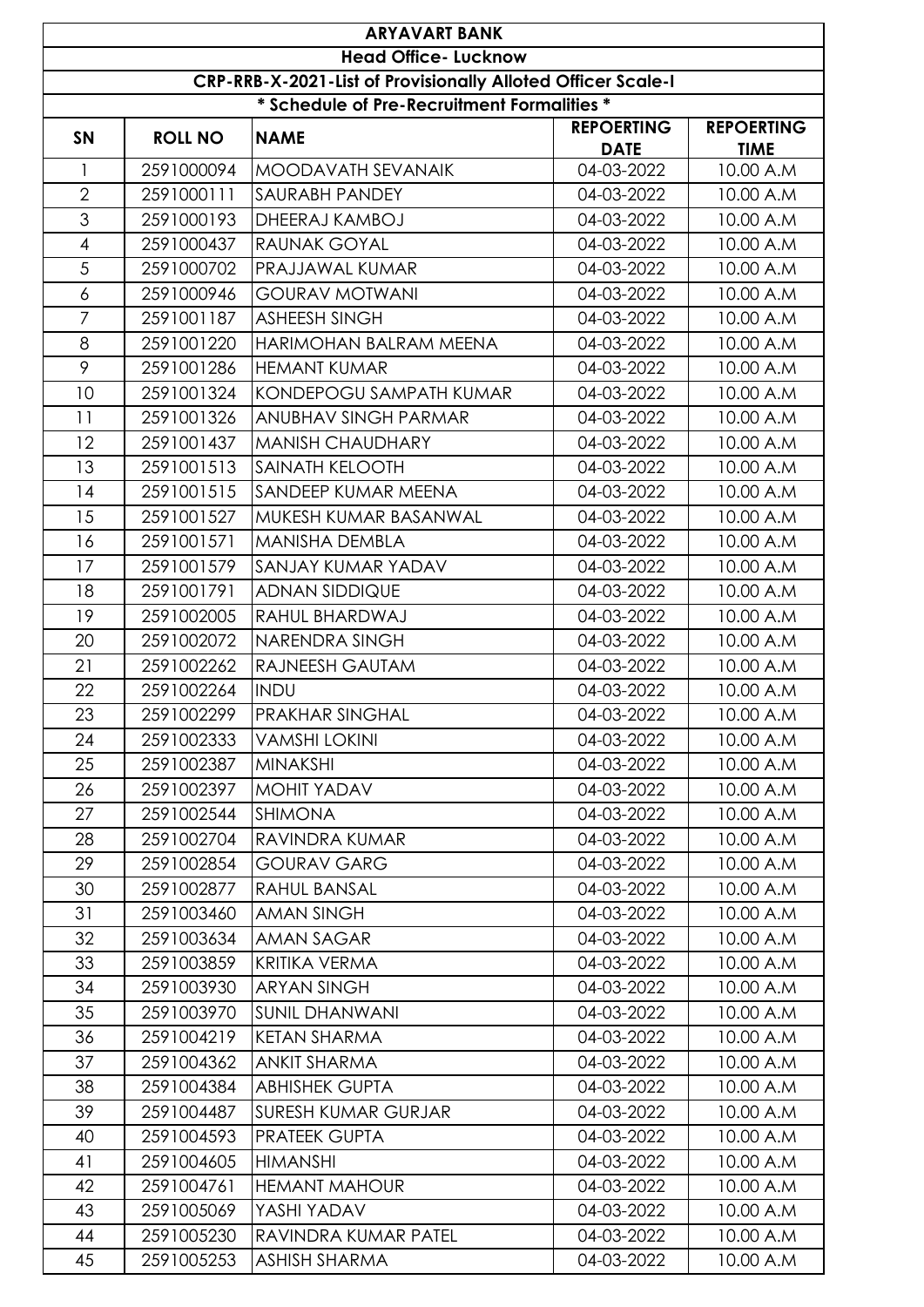# ARYAVART BANK

## Head Office- Lucknow

### CRP-RRB-X-2021-List of Provisionally Alloted Officer Scale-I

**\* Schedule of Pre-Recruitment Formalities \***

| SN | ROLL NO | NAME | REPOERTING DATE | REPOERTING TIME |
|---|---|---|---|---|
| 1 | 2591000094 | MOODAVATH SEVANAIK | 04-03-2022 | 10.00 A.M |
| 2 | 2591000111 | SAURABH PANDEY | 04-03-2022 | 10.00 A.M |
| 3 | 2591000193 | DHEERAJ KAMBOJ | 04-03-2022 | 10.00 A.M |
| 4 | 2591000437 | RAUNAK GOYAL | 04-03-2022 | 10.00 A.M |
| 5 | 2591000702 | PRAJJAWAL KUMAR | 04-03-2022 | 10.00 A.M |
| 6 | 2591000946 | GOURAV MOTWANI | 04-03-2022 | 10.00 A.M |
| 7 | 2591001187 | ASHEESH SINGH | 04-03-2022 | 10.00 A.M |
| 8 | 2591001220 | HARIMOHAN BALRAM MEENA | 04-03-2022 | 10.00 A.M |
| 9 | 2591001286 | HEMANT KUMAR | 04-03-2022 | 10.00 A.M |
| 10 | 2591001324 | KONDEPOGU SAMPATH KUMAR | 04-03-2022 | 10.00 A.M |
| 11 | 2591001326 | ANUBHAV SINGH PARMAR | 04-03-2022 | 10.00 A.M |
| 12 | 2591001437 | MANISH CHAUDHARY | 04-03-2022 | 10.00 A.M |
| 13 | 2591001513 | SAINATH KELOOTH | 04-03-2022 | 10.00 A.M |
| 14 | 2591001515 | SANDEEP KUMAR MEENA | 04-03-2022 | 10.00 A.M |
| 15 | 2591001527 | MUKESH KUMAR BASANWAL | 04-03-2022 | 10.00 A.M |
| 16 | 2591001571 | MANISHA DEMBLA | 04-03-2022 | 10.00 A.M |
| 17 | 2591001579 | SANJAY KUMAR YADAV | 04-03-2022 | 10.00 A.M |
| 18 | 2591001791 | ADNAN SIDDIQUE | 04-03-2022 | 10.00 A.M |
| 19 | 2591002005 | RAHUL BHARDWAJ | 04-03-2022 | 10.00 A.M |
| 20 | 2591002072 | NARENDRA SINGH | 04-03-2022 | 10.00 A.M |
| 21 | 2591002262 | RAJNEESH GAUTAM | 04-03-2022 | 10.00 A.M |
| 22 | 2591002264 | INDU | 04-03-2022 | 10.00 A.M |
| 23 | 2591002299 | PRAKHAR SINGHAL | 04-03-2022 | 10.00 A.M |
| 24 | 2591002333 | VAMSHI LOKINI | 04-03-2022 | 10.00 A.M |
| 25 | 2591002387 | MINAKSHI | 04-03-2022 | 10.00 A.M |
| 26 | 2591002397 | MOHIT YADAV | 04-03-2022 | 10.00 A.M |
| 27 | 2591002544 | SHIMONA | 04-03-2022 | 10.00 A.M |
| 28 | 2591002704 | RAVINDRA KUMAR | 04-03-2022 | 10.00 A.M |
| 29 | 2591002854 | GOURAV GARG | 04-03-2022 | 10.00 A.M |
| 30 | 2591002877 | RAHUL BANSAL | 04-03-2022 | 10.00 A.M |
| 31 | 2591003460 | AMAN SINGH | 04-03-2022 | 10.00 A.M |
| 32 | 2591003634 | AMAN SAGAR | 04-03-2022 | 10.00 A.M |
| 33 | 2591003859 | KRITIKA VERMA | 04-03-2022 | 10.00 A.M |
| 34 | 2591003930 | ARYAN SINGH | 04-03-2022 | 10.00 A.M |
| 35 | 2591003970 | SUNIL DHANWANI | 04-03-2022 | 10.00 A.M |
| 36 | 2591004219 | KETAN SHARMA | 04-03-2022 | 10.00 A.M |
| 37 | 2591004362 | ANKIT SHARMA | 04-03-2022 | 10.00 A.M |
| 38 | 2591004384 | ABHISHEK GUPTA | 04-03-2022 | 10.00 A.M |
| 39 | 2591004487 | SURESH KUMAR GURJAR | 04-03-2022 | 10.00 A.M |
| 40 | 2591004593 | PRATEEK GUPTA | 04-03-2022 | 10.00 A.M |
| 41 | 2591004605 | HIMANSHI | 04-03-2022 | 10.00 A.M |
| 42 | 2591004761 | HEMANT MAHOUR | 04-03-2022 | 10.00 A.M |
| 43 | 2591005069 | YASHI YADAV | 04-03-2022 | 10.00 A.M |
| 44 | 2591005230 | RAVINDRA KUMAR PATEL | 04-03-2022 | 10.00 A.M |
| 45 | 2591005253 | ASHISH SHARMA | 04-03-2022 | 10.00 A.M |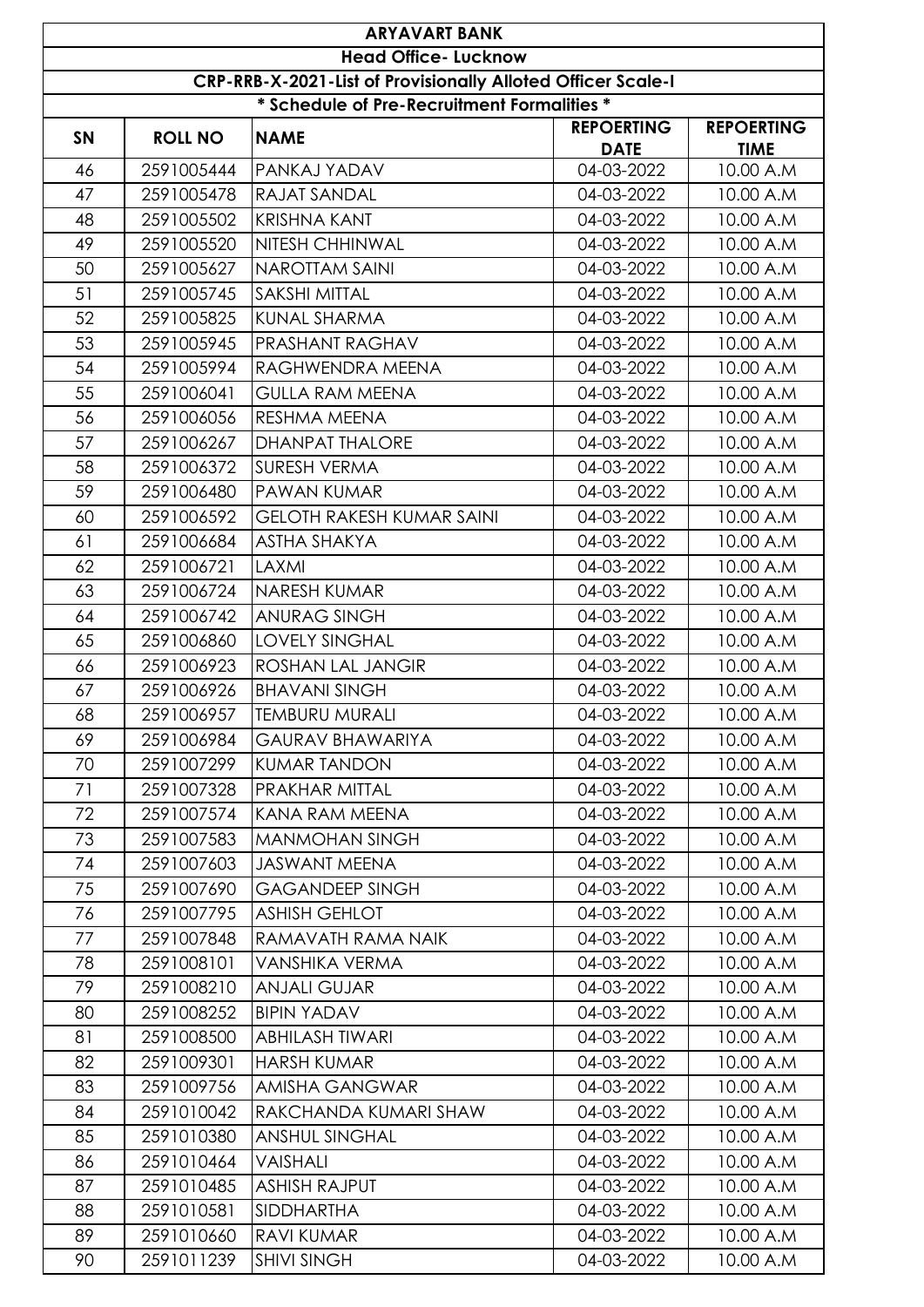| ARYAVART BANK | | | | |
|---|---|---|---|---|
| Head Office- Lucknow | | | | |
| CRP-RRB-X-2021-List of Provisionally Alloted Officer Scale-I | | | | |
| * Schedule of Pre-Recruitment Formalities * | | | | |
| SN | ROLL NO | NAME | REPOERTING DATE | REPOERTING TIME |
| 46 | 2591005444 | PANKAJ YADAV | 04-03-2022 | 10.00 A.M |
| 47 | 2591005478 | RAJAT SANDAL | 04-03-2022 | 10.00 A.M |
| 48 | 2591005502 | KRISHNA KANT | 04-03-2022 | 10.00 A.M |
| 49 | 2591005520 | NITESH CHHINWAL | 04-03-2022 | 10.00 A.M |
| 50 | 2591005627 | NAROTTAM SAINI | 04-03-2022 | 10.00 A.M |
| 51 | 2591005745 | SAKSHI MITTAL | 04-03-2022 | 10.00 A.M |
| 52 | 2591005825 | KUNAL SHARMA | 04-03-2022 | 10.00 A.M |
| 53 | 2591005945 | PRASHANT RAGHAV | 04-03-2022 | 10.00 A.M |
| 54 | 2591005994 | RAGHWENDRA MEENA | 04-03-2022 | 10.00 A.M |
| 55 | 2591006041 | GULLA RAM MEENA | 04-03-2022 | 10.00 A.M |
| 56 | 2591006056 | RESHMA MEENA | 04-03-2022 | 10.00 A.M |
| 57 | 2591006267 | DHANPAT THALORE | 04-03-2022 | 10.00 A.M |
| 58 | 2591006372 | SURESH VERMA | 04-03-2022 | 10.00 A.M |
| 59 | 2591006480 | PAWAN KUMAR | 04-03-2022 | 10.00 A.M |
| 60 | 2591006592 | GELOTH RAKESH KUMAR SAINI | 04-03-2022 | 10.00 A.M |
| 61 | 2591006684 | ASTHA SHAKYA | 04-03-2022 | 10.00 A.M |
| 62 | 2591006721 | LAXMI | 04-03-2022 | 10.00 A.M |
| 63 | 2591006724 | NARESH KUMAR | 04-03-2022 | 10.00 A.M |
| 64 | 2591006742 | ANURAG SINGH | 04-03-2022 | 10.00 A.M |
| 65 | 2591006860 | LOVELY SINGHAL | 04-03-2022 | 10.00 A.M |
| 66 | 2591006923 | ROSHAN LAL JANGIR | 04-03-2022 | 10.00 A.M |
| 67 | 2591006926 | BHAVANI SINGH | 04-03-2022 | 10.00 A.M |
| 68 | 2591006957 | TEMBURU MURALI | 04-03-2022 | 10.00 A.M |
| 69 | 2591006984 | GAURAV BHAWARIYA | 04-03-2022 | 10.00 A.M |
| 70 | 2591007299 | KUMAR TANDON | 04-03-2022 | 10.00 A.M |
| 71 | 2591007328 | PRAKHAR MITTAL | 04-03-2022 | 10.00 A.M |
| 72 | 2591007574 | KANA RAM MEENA | 04-03-2022 | 10.00 A.M |
| 73 | 2591007583 | MANMOHAN SINGH | 04-03-2022 | 10.00 A.M |
| 74 | 2591007603 | JASWANT MEENA | 04-03-2022 | 10.00 A.M |
| 75 | 2591007690 | GAGANDEEP SINGH | 04-03-2022 | 10.00 A.M |
| 76 | 2591007795 | ASHISH GEHLOT | 04-03-2022 | 10.00 A.M |
| 77 | 2591007848 | RAMAVATH RAMA NAIK | 04-03-2022 | 10.00 A.M |
| 78 | 2591008101 | VANSHIKA VERMA | 04-03-2022 | 10.00 A.M |
| 79 | 2591008210 | ANJALI GUJAR | 04-03-2022 | 10.00 A.M |
| 80 | 2591008252 | BIPIN YADAV | 04-03-2022 | 10.00 A.M |
| 81 | 2591008500 | ABHILASH TIWARI | 04-03-2022 | 10.00 A.M |
| 82 | 2591009301 | HARSH KUMAR | 04-03-2022 | 10.00 A.M |
| 83 | 2591009756 | AMISHA GANGWAR | 04-03-2022 | 10.00 A.M |
| 84 | 2591010042 | RAKCHANDA KUMARI SHAW | 04-03-2022 | 10.00 A.M |
| 85 | 2591010380 | ANSHUL SINGHAL | 04-03-2022 | 10.00 A.M |
| 86 | 2591010464 | VAISHALI | 04-03-2022 | 10.00 A.M |
| 87 | 2591010485 | ASHISH RAJPUT | 04-03-2022 | 10.00 A.M |
| 88 | 2591010581 | SIDDHARTHA | 04-03-2022 | 10.00 A.M |
| 89 | 2591010660 | RAVI KUMAR | 04-03-2022 | 10.00 A.M |
| 90 | 2591011239 | SHIVI SINGH | 04-03-2022 | 10.00 A.M |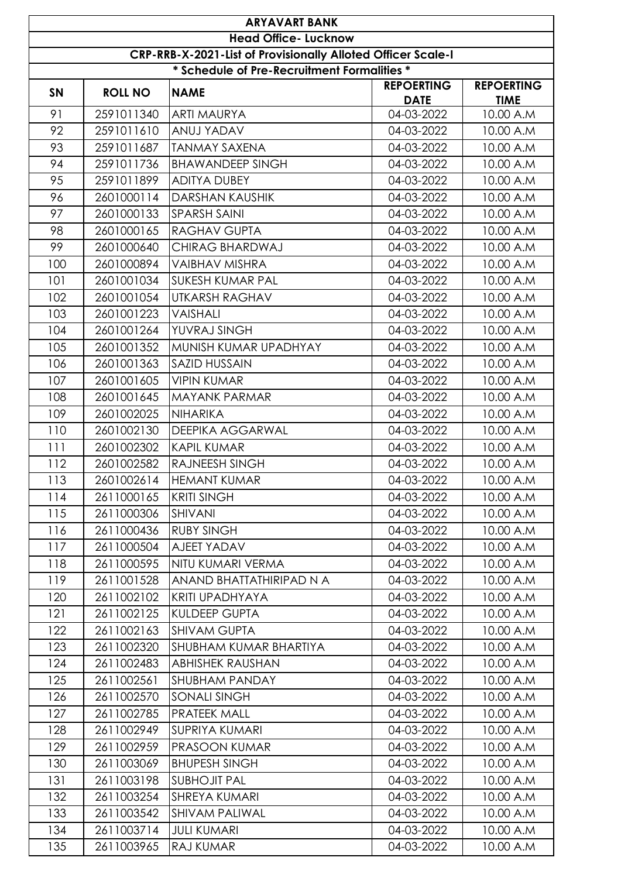| ARYAVART BANK | | | | |
|---|---|---|---|---|
| Head Office- Lucknow | | | | |
| CRP-RRB-X-2021-List of Provisionally Alloted Officer Scale-I | | | | |
| * Schedule of Pre-Recruitment Formalities * | | | | |
| SN | ROLL NO | NAME | REPOERTING DATE | REPOERTING TIME |
| 91 | 2591011340 | ARTI MAURYA | 04-03-2022 | 10.00 A.M |
| 92 | 2591011610 | ANUJ YADAV | 04-03-2022 | 10.00 A.M |
| 93 | 2591011687 | TANMAY SAXENA | 04-03-2022 | 10.00 A.M |
| 94 | 2591011736 | BHAWANDEEP SINGH | 04-03-2022 | 10.00 A.M |
| 95 | 2591011899 | ADITYA DUBEY | 04-03-2022 | 10.00 A.M |
| 96 | 2601000114 | DARSHAN KAUSHIK | 04-03-2022 | 10.00 A.M |
| 97 | 2601000133 | SPARSH SAINI | 04-03-2022 | 10.00 A.M |
| 98 | 2601000165 | RAGHAV GUPTA | 04-03-2022 | 10.00 A.M |
| 99 | 2601000640 | CHIRAG BHARDWAJ | 04-03-2022 | 10.00 A.M |
| 100 | 2601000894 | VAIBHAV MISHRA | 04-03-2022 | 10.00 A.M |
| 101 | 2601001034 | SUKESH KUMAR PAL | 04-03-2022 | 10.00 A.M |
| 102 | 2601001054 | UTKARSH RAGHAV | 04-03-2022 | 10.00 A.M |
| 103 | 2601001223 | VAISHALI | 04-03-2022 | 10.00 A.M |
| 104 | 2601001264 | YUVRAJ SINGH | 04-03-2022 | 10.00 A.M |
| 105 | 2601001352 | MUNISH KUMAR UPADHYAY | 04-03-2022 | 10.00 A.M |
| 106 | 2601001363 | SAZID HUSSAIN | 04-03-2022 | 10.00 A.M |
| 107 | 2601001605 | VIPIN KUMAR | 04-03-2022 | 10.00 A.M |
| 108 | 2601001645 | MAYANK PARMAR | 04-03-2022 | 10.00 A.M |
| 109 | 2601002025 | NIHARIKA | 04-03-2022 | 10.00 A.M |
| 110 | 2601002130 | DEEPIKA AGGARWAL | 04-03-2022 | 10.00 A.M |
| 111 | 2601002302 | KAPIL KUMAR | 04-03-2022 | 10.00 A.M |
| 112 | 2601002582 | RAJNEESH SINGH | 04-03-2022 | 10.00 A.M |
| 113 | 2601002614 | HEMANT KUMAR | 04-03-2022 | 10.00 A.M |
| 114 | 2611000165 | KRITI SINGH | 04-03-2022 | 10.00 A.M |
| 115 | 2611000306 | SHIVANI | 04-03-2022 | 10.00 A.M |
| 116 | 2611000436 | RUBY SINGH | 04-03-2022 | 10.00 A.M |
| 117 | 2611000504 | AJEET YADAV | 04-03-2022 | 10.00 A.M |
| 118 | 2611000595 | NITU KUMARI VERMA | 04-03-2022 | 10.00 A.M |
| 119 | 2611001528 | ANAND BHATTATHIRIPAD N A | 04-03-2022 | 10.00 A.M |
| 120 | 2611002102 | KRITI UPADHYAYA | 04-03-2022 | 10.00 A.M |
| 121 | 2611002125 | KULDEEP GUPTA | 04-03-2022 | 10.00 A.M |
| 122 | 2611002163 | SHIVAM GUPTA | 04-03-2022 | 10.00 A.M |
| 123 | 2611002320 | SHUBHAM KUMAR BHARTIYA | 04-03-2022 | 10.00 A.M |
| 124 | 2611002483 | ABHISHEK RAUSHAN | 04-03-2022 | 10.00 A.M |
| 125 | 2611002561 | SHUBHAM PANDAY | 04-03-2022 | 10.00 A.M |
| 126 | 2611002570 | SONALI SINGH | 04-03-2022 | 10.00 A.M |
| 127 | 2611002785 | PRATEEK MALL | 04-03-2022 | 10.00 A.M |
| 128 | 2611002949 | SUPRIYA KUMARI | 04-03-2022 | 10.00 A.M |
| 129 | 2611002959 | PRASOON KUMAR | 04-03-2022 | 10.00 A.M |
| 130 | 2611003069 | BHUPESH SINGH | 04-03-2022 | 10.00 A.M |
| 131 | 2611003198 | SUBHOJIT PAL | 04-03-2022 | 10.00 A.M |
| 132 | 2611003254 | SHREYA KUMARI | 04-03-2022 | 10.00 A.M |
| 133 | 2611003542 | SHIVAM PALIWAL | 04-03-2022 | 10.00 A.M |
| 134 | 2611003714 | JULI KUMARI | 04-03-2022 | 10.00 A.M |
| 135 | 2611003965 | RAJ KUMAR | 04-03-2022 | 10.00 A.M |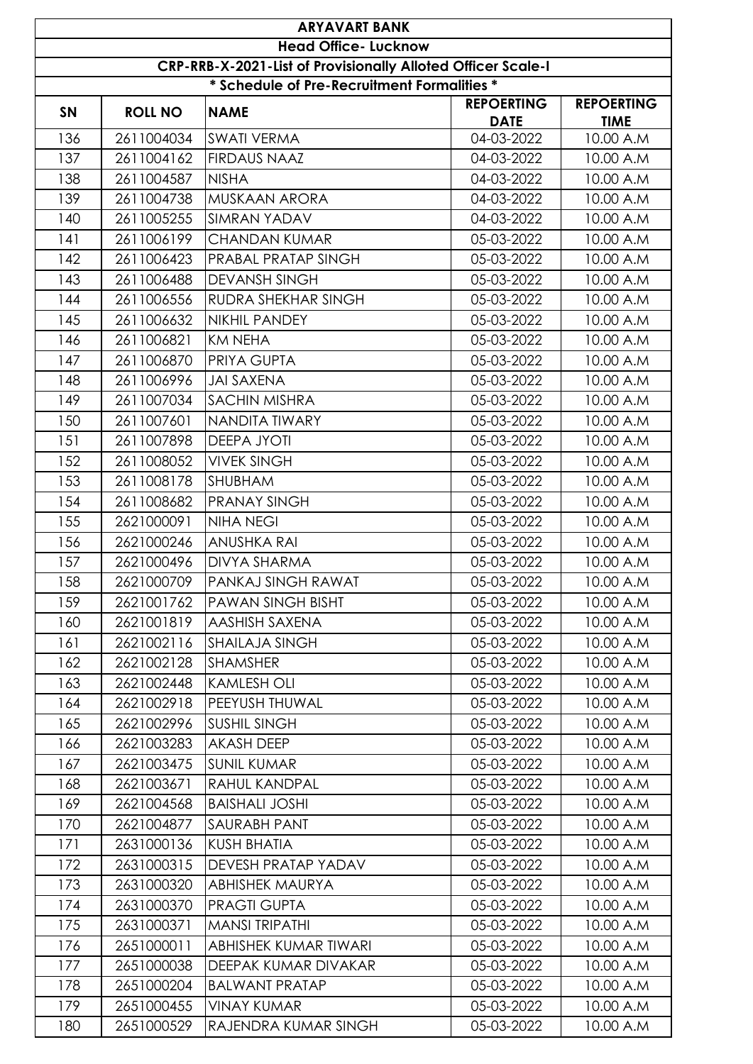# ARYAVART BANK

## Head Office- Lucknow

### CRP-RRB-X-2021-List of Provisionally Alloted Officer Scale-I

### * Schedule of Pre-Recruitment Formalities *

| SN | ROLL NO | NAME | REPOERTING DATE | REPOERTING TIME |
|---|---|---|---|---|
| 136 | 2611004034 | SWATI VERMA | 04-03-2022 | 10.00 A.M |
| 137 | 2611004162 | FIRDAUS NAAZ | 04-03-2022 | 10.00 A.M |
| 138 | 2611004587 | NISHA | 04-03-2022 | 10.00 A.M |
| 139 | 2611004738 | MUSKAAN ARORA | 04-03-2022 | 10.00 A.M |
| 140 | 2611005255 | SIMRAN YADAV | 04-03-2022 | 10.00 A.M |
| 141 | 2611006199 | CHANDAN KUMAR | 05-03-2022 | 10.00 A.M |
| 142 | 2611006423 | PRABAL PRATAP SINGH | 05-03-2022 | 10.00 A.M |
| 143 | 2611006488 | DEVANSH SINGH | 05-03-2022 | 10.00 A.M |
| 144 | 2611006556 | RUDRA SHEKHAR SINGH | 05-03-2022 | 10.00 A.M |
| 145 | 2611006632 | NIKHIL PANDEY | 05-03-2022 | 10.00 A.M |
| 146 | 2611006821 | KM NEHA | 05-03-2022 | 10.00 A.M |
| 147 | 2611006870 | PRIYA GUPTA | 05-03-2022 | 10.00 A.M |
| 148 | 2611006996 | JAI SAXENA | 05-03-2022 | 10.00 A.M |
| 149 | 2611007034 | SACHIN MISHRA | 05-03-2022 | 10.00 A.M |
| 150 | 2611007601 | NANDITA TIWARY | 05-03-2022 | 10.00 A.M |
| 151 | 2611007898 | DEEPA JYOTI | 05-03-2022 | 10.00 A.M |
| 152 | 2611008052 | VIVEK SINGH | 05-03-2022 | 10.00 A.M |
| 153 | 2611008178 | SHUBHAM | 05-03-2022 | 10.00 A.M |
| 154 | 2611008682 | PRANAY SINGH | 05-03-2022 | 10.00 A.M |
| 155 | 2621000091 | NIHA NEGI | 05-03-2022 | 10.00 A.M |
| 156 | 2621000246 | ANUSHKA RAI | 05-03-2022 | 10.00 A.M |
| 157 | 2621000496 | DIVYA SHARMA | 05-03-2022 | 10.00 A.M |
| 158 | 2621000709 | PANKAJ SINGH RAWAT | 05-03-2022 | 10.00 A.M |
| 159 | 2621001762 | PAWAN SINGH BISHT | 05-03-2022 | 10.00 A.M |
| 160 | 2621001819 | AASHISH SAXENA | 05-03-2022 | 10.00 A.M |
| 161 | 2621002116 | SHAILAJA SINGH | 05-03-2022 | 10.00 A.M |
| 162 | 2621002128 | SHAMSHER | 05-03-2022 | 10.00 A.M |
| 163 | 2621002448 | KAMLESH OLI | 05-03-2022 | 10.00 A.M |
| 164 | 2621002918 | PEEYUSH THUWAL | 05-03-2022 | 10.00 A.M |
| 165 | 2621002996 | SUSHIL SINGH | 05-03-2022 | 10.00 A.M |
| 166 | 2621003283 | AKASH DEEP | 05-03-2022 | 10.00 A.M |
| 167 | 2621003475 | SUNIL KUMAR | 05-03-2022 | 10.00 A.M |
| 168 | 2621003671 | RAHUL KANDPAL | 05-03-2022 | 10.00 A.M |
| 169 | 2621004568 | BAISHALI JOSHI | 05-03-2022 | 10.00 A.M |
| 170 | 2621004877 | SAURABH PANT | 05-03-2022 | 10.00 A.M |
| 171 | 2631000136 | KUSH BHATIA | 05-03-2022 | 10.00 A.M |
| 172 | 2631000315 | DEVESH PRATAP YADAV | 05-03-2022 | 10.00 A.M |
| 173 | 2631000320 | ABHISHEK MAURYA | 05-03-2022 | 10.00 A.M |
| 174 | 2631000370 | PRAGTI GUPTA | 05-03-2022 | 10.00 A.M |
| 175 | 2631000371 | MANSI TRIPATHI | 05-03-2022 | 10.00 A.M |
| 176 | 2651000011 | ABHISHEK KUMAR TIWARI | 05-03-2022 | 10.00 A.M |
| 177 | 2651000038 | DEEPAK KUMAR DIVAKAR | 05-03-2022 | 10.00 A.M |
| 178 | 2651000204 | BALWANT PRATAP | 05-03-2022 | 10.00 A.M |
| 179 | 2651000455 | VINAY KUMAR | 05-03-2022 | 10.00 A.M |
| 180 | 2651000529 | RAJENDRA KUMAR SINGH | 05-03-2022 | 10.00 A.M |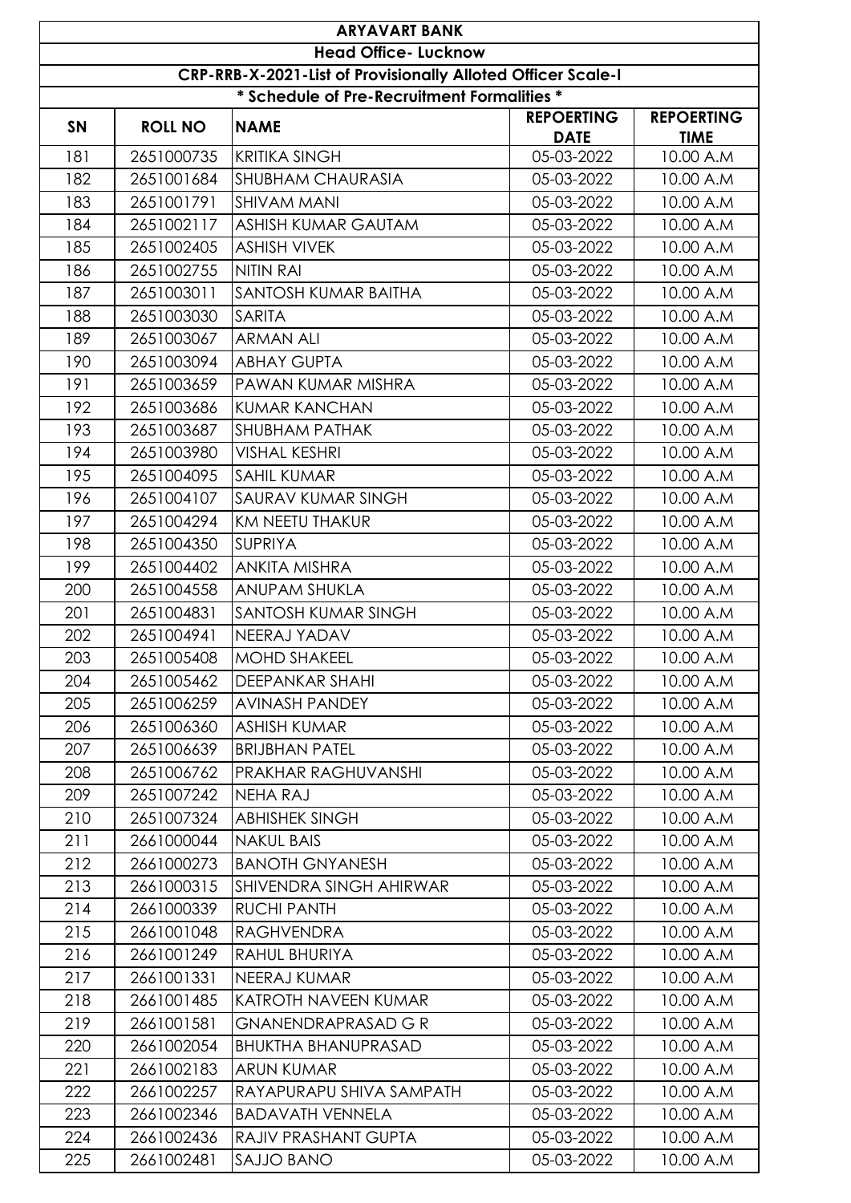| ARYAVART BANK | | | | |
|---|---|---|---|---|
| Head Office- Lucknow | | | | |
| CRP-RRB-X-2021-List of Provisionally Alloted Officer Scale-I | | | | |
| * Schedule of Pre-Recruitment Formalities * | | | | |
| SN | ROLL NO | NAME | REPOERTING DATE | REPOERTING TIME |
| 181 | 2651000735 | KRITIKA SINGH | 05-03-2022 | 10.00 A.M |
| 182 | 2651001684 | SHUBHAM CHAURASIA | 05-03-2022 | 10.00 A.M |
| 183 | 2651001791 | SHIVAM MANI | 05-03-2022 | 10.00 A.M |
| 184 | 2651002117 | ASHISH KUMAR GAUTAM | 05-03-2022 | 10.00 A.M |
| 185 | 2651002405 | ASHISH VIVEK | 05-03-2022 | 10.00 A.M |
| 186 | 2651002755 | NITIN RAI | 05-03-2022 | 10.00 A.M |
| 187 | 2651003011 | SANTOSH KUMAR BAITHA | 05-03-2022 | 10.00 A.M |
| 188 | 2651003030 | SARITA | 05-03-2022 | 10.00 A.M |
| 189 | 2651003067 | ARMAN ALI | 05-03-2022 | 10.00 A.M |
| 190 | 2651003094 | ABHAY GUPTA | 05-03-2022 | 10.00 A.M |
| 191 | 2651003659 | PAWAN KUMAR MISHRA | 05-03-2022 | 10.00 A.M |
| 192 | 2651003686 | KUMAR KANCHAN | 05-03-2022 | 10.00 A.M |
| 193 | 2651003687 | SHUBHAM PATHAK | 05-03-2022 | 10.00 A.M |
| 194 | 2651003980 | VISHAL KESHRI | 05-03-2022 | 10.00 A.M |
| 195 | 2651004095 | SAHIL KUMAR | 05-03-2022 | 10.00 A.M |
| 196 | 2651004107 | SAURAV KUMAR SINGH | 05-03-2022 | 10.00 A.M |
| 197 | 2651004294 | KM NEETU THAKUR | 05-03-2022 | 10.00 A.M |
| 198 | 2651004350 | SUPRIYA | 05-03-2022 | 10.00 A.M |
| 199 | 2651004402 | ANKITA MISHRA | 05-03-2022 | 10.00 A.M |
| 200 | 2651004558 | ANUPAM SHUKLA | 05-03-2022 | 10.00 A.M |
| 201 | 2651004831 | SANTOSH KUMAR SINGH | 05-03-2022 | 10.00 A.M |
| 202 | 2651004941 | NEERAJ YADAV | 05-03-2022 | 10.00 A.M |
| 203 | 2651005408 | MOHD SHAKEEL | 05-03-2022 | 10.00 A.M |
| 204 | 2651005462 | DEEPANKAR SHAHI | 05-03-2022 | 10.00 A.M |
| 205 | 2651006259 | AVINASH PANDEY | 05-03-2022 | 10.00 A.M |
| 206 | 2651006360 | ASHISH KUMAR | 05-03-2022 | 10.00 A.M |
| 207 | 2651006639 | BRIJBHAN PATEL | 05-03-2022 | 10.00 A.M |
| 208 | 2651006762 | PRAKHAR RAGHUVANSHI | 05-03-2022 | 10.00 A.M |
| 209 | 2651007242 | NEHA RAJ | 05-03-2022 | 10.00 A.M |
| 210 | 2651007324 | ABHISHEK SINGH | 05-03-2022 | 10.00 A.M |
| 211 | 2661000044 | NAKUL BAIS | 05-03-2022 | 10.00 A.M |
| 212 | 2661000273 | BANOTH GNYANESH | 05-03-2022 | 10.00 A.M |
| 213 | 2661000315 | SHIVENDRA SINGH AHIRWAR | 05-03-2022 | 10.00 A.M |
| 214 | 2661000339 | RUCHI PANTH | 05-03-2022 | 10.00 A.M |
| 215 | 2661001048 | RAGHVENDRA | 05-03-2022 | 10.00 A.M |
| 216 | 2661001249 | RAHUL BHURIYA | 05-03-2022 | 10.00 A.M |
| 217 | 2661001331 | NEERAJ KUMAR | 05-03-2022 | 10.00 A.M |
| 218 | 2661001485 | KATROTH NAVEEN KUMAR | 05-03-2022 | 10.00 A.M |
| 219 | 2661001581 | GNANENDRAPRASAD G R | 05-03-2022 | 10.00 A.M |
| 220 | 2661002054 | BHUKTHA BHANUPRASAD | 05-03-2022 | 10.00 A.M |
| 221 | 2661002183 | ARUN KUMAR | 05-03-2022 | 10.00 A.M |
| 222 | 2661002257 | RAYAPURAPU SHIVA SAMPATH | 05-03-2022 | 10.00 A.M |
| 223 | 2661002346 | BADAVATH VENNELA | 05-03-2022 | 10.00 A.M |
| 224 | 2661002436 | RAJIV PRASHANT GUPTA | 05-03-2022 | 10.00 A.M |
| 225 | 2661002481 | SAJJO BANO | 05-03-2022 | 10.00 A.M |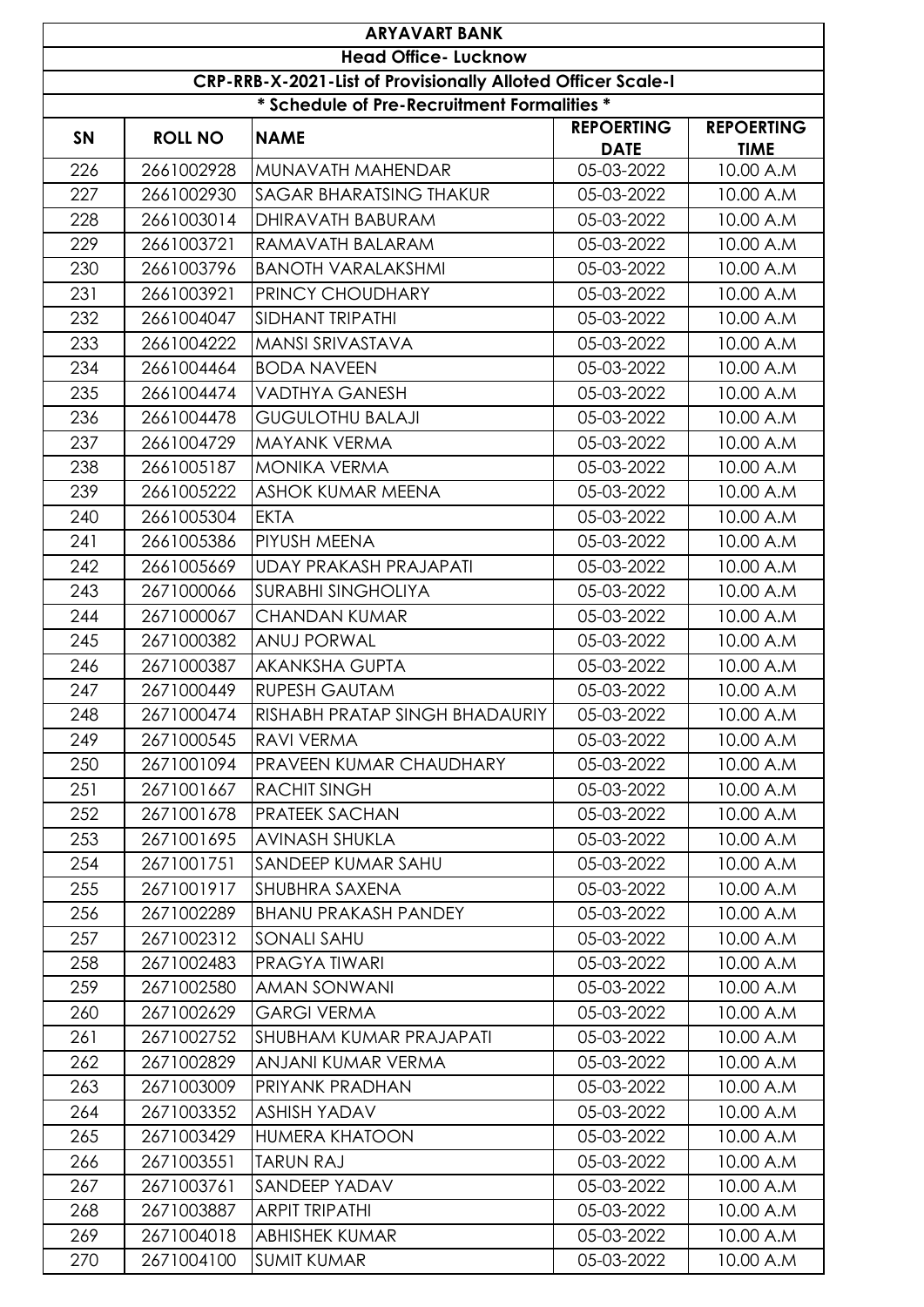| ARYAVART BANK | | | | |
|---|---|---|---|---|
| Head Office- Lucknow | | | | |
| CRP-RRB-X-2021-List of Provisionally Alloted Officer Scale-I | | | | |
| * Schedule of Pre-Recruitment Formalities * | | | | |
| SN | ROLL NO | NAME | REPOERTING DATE | REPOERTING TIME |
| 226 | 2661002928 | MUNAVATH MAHENDAR | 05-03-2022 | 10.00 A.M |
| 227 | 2661002930 | SAGAR BHARATSING THAKUR | 05-03-2022 | 10.00 A.M |
| 228 | 2661003014 | DHIRAVATH BABURAM | 05-03-2022 | 10.00 A.M |
| 229 | 2661003721 | RAMAVATH BALARAM | 05-03-2022 | 10.00 A.M |
| 230 | 2661003796 | BANOTH VARALAKSHMI | 05-03-2022 | 10.00 A.M |
| 231 | 2661003921 | PRINCY CHOUDHARY | 05-03-2022 | 10.00 A.M |
| 232 | 2661004047 | SIDHANT TRIPATHI | 05-03-2022 | 10.00 A.M |
| 233 | 2661004222 | MANSI SRIVASTAVA | 05-03-2022 | 10.00 A.M |
| 234 | 2661004464 | BODA NAVEEN | 05-03-2022 | 10.00 A.M |
| 235 | 2661004474 | VADTHYA GANESH | 05-03-2022 | 10.00 A.M |
| 236 | 2661004478 | GUGULOTHU BALAJI | 05-03-2022 | 10.00 A.M |
| 237 | 2661004729 | MAYANK VERMA | 05-03-2022 | 10.00 A.M |
| 238 | 2661005187 | MONIKA VERMA | 05-03-2022 | 10.00 A.M |
| 239 | 2661005222 | ASHOK KUMAR MEENA | 05-03-2022 | 10.00 A.M |
| 240 | 2661005304 | EKTA | 05-03-2022 | 10.00 A.M |
| 241 | 2661005386 | PIYUSH MEENA | 05-03-2022 | 10.00 A.M |
| 242 | 2661005669 | UDAY PRAKASH PRAJAPATI | 05-03-2022 | 10.00 A.M |
| 243 | 2671000066 | SURABHI SINGHOLIYA | 05-03-2022 | 10.00 A.M |
| 244 | 2671000067 | CHANDAN KUMAR | 05-03-2022 | 10.00 A.M |
| 245 | 2671000382 | ANUJ PORWAL | 05-03-2022 | 10.00 A.M |
| 246 | 2671000387 | AKANKSHA GUPTA | 05-03-2022 | 10.00 A.M |
| 247 | 2671000449 | RUPESH GAUTAM | 05-03-2022 | 10.00 A.M |
| 248 | 2671000474 | RISHABH PRATAP SINGH BHADAURIY | 05-03-2022 | 10.00 A.M |
| 249 | 2671000545 | RAVI VERMA | 05-03-2022 | 10.00 A.M |
| 250 | 2671001094 | PRAVEEN KUMAR CHAUDHARY | 05-03-2022 | 10.00 A.M |
| 251 | 2671001667 | RACHIT SINGH | 05-03-2022 | 10.00 A.M |
| 252 | 2671001678 | PRATEEK SACHAN | 05-03-2022 | 10.00 A.M |
| 253 | 2671001695 | AVINASH SHUKLA | 05-03-2022 | 10.00 A.M |
| 254 | 2671001751 | SANDEEP KUMAR SAHU | 05-03-2022 | 10.00 A.M |
| 255 | 2671001917 | SHUBHRA SAXENA | 05-03-2022 | 10.00 A.M |
| 256 | 2671002289 | BHANU PRAKASH PANDEY | 05-03-2022 | 10.00 A.M |
| 257 | 2671002312 | SONALI SAHU | 05-03-2022 | 10.00 A.M |
| 258 | 2671002483 | PRAGYA TIWARI | 05-03-2022 | 10.00 A.M |
| 259 | 2671002580 | AMAN SONWANI | 05-03-2022 | 10.00 A.M |
| 260 | 2671002629 | GARGI VERMA | 05-03-2022 | 10.00 A.M |
| 261 | 2671002752 | SHUBHAM KUMAR PRAJAPATI | 05-03-2022 | 10.00 A.M |
| 262 | 2671002829 | ANJANI KUMAR VERMA | 05-03-2022 | 10.00 A.M |
| 263 | 2671003009 | PRIYANK PRADHAN | 05-03-2022 | 10.00 A.M |
| 264 | 2671003352 | ASHISH YADAV | 05-03-2022 | 10.00 A.M |
| 265 | 2671003429 | HUMERA KHATOON | 05-03-2022 | 10.00 A.M |
| 266 | 2671003551 | TARUN RAJ | 05-03-2022 | 10.00 A.M |
| 267 | 2671003761 | SANDEEP YADAV | 05-03-2022 | 10.00 A.M |
| 268 | 2671003887 | ARPIT TRIPATHI | 05-03-2022 | 10.00 A.M |
| 269 | 2671004018 | ABHISHEK KUMAR | 05-03-2022 | 10.00 A.M |
| 270 | 2671004100 | SUMIT KUMAR | 05-03-2022 | 10.00 A.M |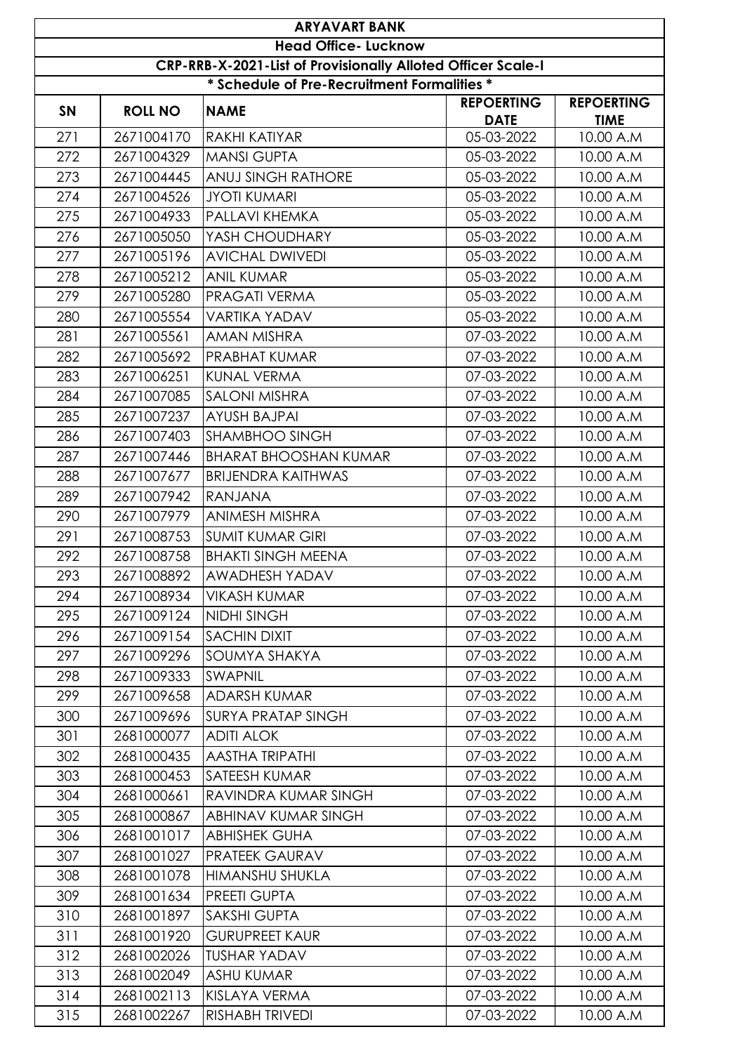| ARYAVART BANK | | | | |
|---|---|---|---|---|
| Head Office- Lucknow | | | | |
| CRP-RRB-X-2021-List of Provisionally Alloted Officer Scale-I | | | | |
| * Schedule of Pre-Recruitment Formalities * | | | | |
| SN | ROLL NO | NAME | REPOERTING DATE | REPOERTING TIME |
| 271 | 2671004170 | RAKHI KATIYAR | 05-03-2022 | 10.00 A.M |
| 272 | 2671004329 | MANSI GUPTA | 05-03-2022 | 10.00 A.M |
| 273 | 2671004445 | ANUJ SINGH RATHORE | 05-03-2022 | 10.00 A.M |
| 274 | 2671004526 | JYOTI KUMARI | 05-03-2022 | 10.00 A.M |
| 275 | 2671004933 | PALLAVI KHEMKA | 05-03-2022 | 10.00 A.M |
| 276 | 2671005050 | YASH CHOUDHARY | 05-03-2022 | 10.00 A.M |
| 277 | 2671005196 | AVICHAL DWIVEDI | 05-03-2022 | 10.00 A.M |
| 278 | 2671005212 | ANIL KUMAR | 05-03-2022 | 10.00 A.M |
| 279 | 2671005280 | PRAGATI VERMA | 05-03-2022 | 10.00 A.M |
| 280 | 2671005554 | VARTIKA YADAV | 05-03-2022 | 10.00 A.M |
| 281 | 2671005561 | AMAN MISHRA | 07-03-2022 | 10.00 A.M |
| 282 | 2671005692 | PRABHAT KUMAR | 07-03-2022 | 10.00 A.M |
| 283 | 2671006251 | KUNAL VERMA | 07-03-2022 | 10.00 A.M |
| 284 | 2671007085 | SALONI MISHRA | 07-03-2022 | 10.00 A.M |
| 285 | 2671007237 | AYUSH BAJPAI | 07-03-2022 | 10.00 A.M |
| 286 | 2671007403 | SHAMBHOO SINGH | 07-03-2022 | 10.00 A.M |
| 287 | 2671007446 | BHARAT BHOOSHAN KUMAR | 07-03-2022 | 10.00 A.M |
| 288 | 2671007677 | BRIJENDRA KAITHWAS | 07-03-2022 | 10.00 A.M |
| 289 | 2671007942 | RANJANA | 07-03-2022 | 10.00 A.M |
| 290 | 2671007979 | ANIMESH MISHRA | 07-03-2022 | 10.00 A.M |
| 291 | 2671008753 | SUMIT KUMAR GIRI | 07-03-2022 | 10.00 A.M |
| 292 | 2671008758 | BHAKTI SINGH MEENA | 07-03-2022 | 10.00 A.M |
| 293 | 2671008892 | AWADHESH YADAV | 07-03-2022 | 10.00 A.M |
| 294 | 2671008934 | VIKASH KUMAR | 07-03-2022 | 10.00 A.M |
| 295 | 2671009124 | NIDHI SINGH | 07-03-2022 | 10.00 A.M |
| 296 | 2671009154 | SACHIN DIXIT | 07-03-2022 | 10.00 A.M |
| 297 | 2671009296 | SOUMYA SHAKYA | 07-03-2022 | 10.00 A.M |
| 298 | 2671009333 | SWAPNIL | 07-03-2022 | 10.00 A.M |
| 299 | 2671009658 | ADARSH KUMAR | 07-03-2022 | 10.00 A.M |
| 300 | 2671009696 | SURYA PRATAP SINGH | 07-03-2022 | 10.00 A.M |
| 301 | 2681000077 | ADITI ALOK | 07-03-2022 | 10.00 A.M |
| 302 | 2681000435 | AASTHA TRIPATHI | 07-03-2022 | 10.00 A.M |
| 303 | 2681000453 | SATEESH KUMAR | 07-03-2022 | 10.00 A.M |
| 304 | 2681000661 | RAVINDRA KUMAR SINGH | 07-03-2022 | 10.00 A.M |
| 305 | 2681000867 | ABHINAV KUMAR SINGH | 07-03-2022 | 10.00 A.M |
| 306 | 2681001017 | ABHISHEK GUHA | 07-03-2022 | 10.00 A.M |
| 307 | 2681001027 | PRATEEK GAURAV | 07-03-2022 | 10.00 A.M |
| 308 | 2681001078 | HIMANSHU SHUKLA | 07-03-2022 | 10.00 A.M |
| 309 | 2681001634 | PREETI GUPTA | 07-03-2022 | 10.00 A.M |
| 310 | 2681001897 | SAKSHI GUPTA | 07-03-2022 | 10.00 A.M |
| 311 | 2681001920 | GURUPREET KAUR | 07-03-2022 | 10.00 A.M |
| 312 | 2681002026 | TUSHAR YADAV | 07-03-2022 | 10.00 A.M |
| 313 | 2681002049 | ASHU KUMAR | 07-03-2022 | 10.00 A.M |
| 314 | 2681002113 | KISLAYA VERMA | 07-03-2022 | 10.00 A.M |
| 315 | 2681002267 | RISHABH TRIVEDI | 07-03-2022 | 10.00 A.M |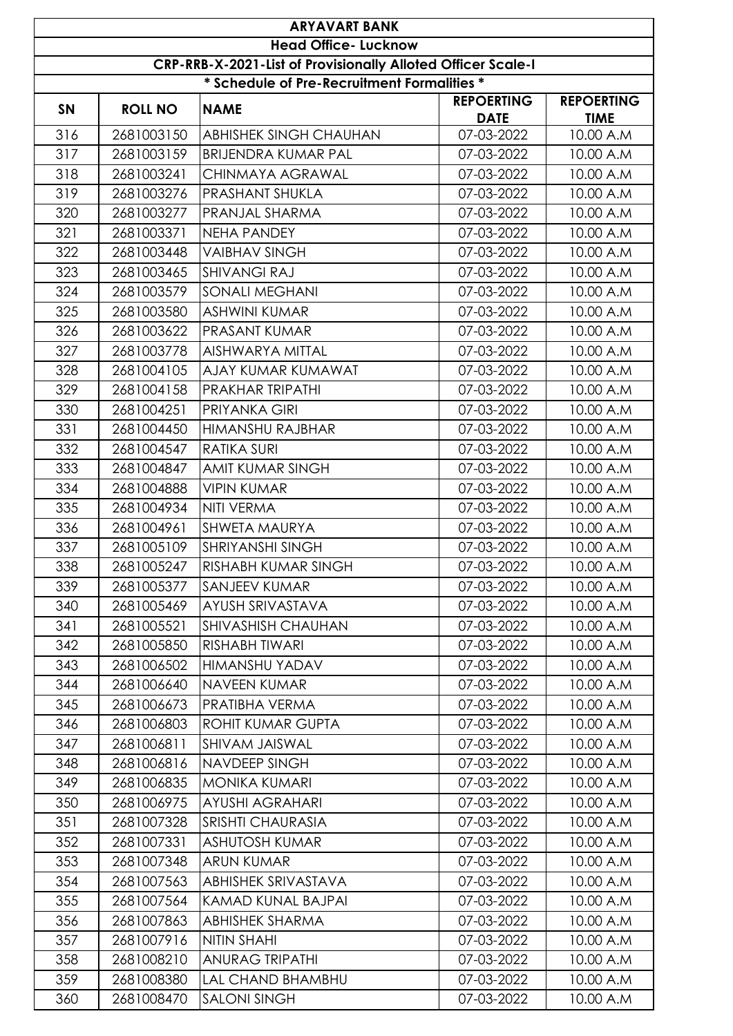| ARYAVART BANK | | | | |
|---|---|---|---|---|
| Head Office- Lucknow | | | | |
| CRP-RRB-X-2021-List of Provisionally Alloted Officer Scale-I | | | | |
| * Schedule of Pre-Recruitment Formalities * | | | | |
| SN | ROLL NO | NAME | REPOERTING DATE | REPOERTING TIME |
| 316 | 2681003150 | ABHISHEK SINGH CHAUHAN | 07-03-2022 | 10.00 A.M |
| 317 | 2681003159 | BRIJENDRA KUMAR PAL | 07-03-2022 | 10.00 A.M |
| 318 | 2681003241 | CHINMAYA AGRAWAL | 07-03-2022 | 10.00 A.M |
| 319 | 2681003276 | PRASHANT SHUKLA | 07-03-2022 | 10.00 A.M |
| 320 | 2681003277 | PRANJAL SHARMA | 07-03-2022 | 10.00 A.M |
| 321 | 2681003371 | NEHA PANDEY | 07-03-2022 | 10.00 A.M |
| 322 | 2681003448 | VAIBHAV SINGH | 07-03-2022 | 10.00 A.M |
| 323 | 2681003465 | SHIVANGI RAJ | 07-03-2022 | 10.00 A.M |
| 324 | 2681003579 | SONALI MEGHANI | 07-03-2022 | 10.00 A.M |
| 325 | 2681003580 | ASHWINI KUMAR | 07-03-2022 | 10.00 A.M |
| 326 | 2681003622 | PRASANT KUMAR | 07-03-2022 | 10.00 A.M |
| 327 | 2681003778 | AISHWARYA MITTAL | 07-03-2022 | 10.00 A.M |
| 328 | 2681004105 | AJAY KUMAR KUMAWAT | 07-03-2022 | 10.00 A.M |
| 329 | 2681004158 | PRAKHAR TRIPATHI | 07-03-2022 | 10.00 A.M |
| 330 | 2681004251 | PRIYANKA GIRI | 07-03-2022 | 10.00 A.M |
| 331 | 2681004450 | HIMANSHU RAJBHAR | 07-03-2022 | 10.00 A.M |
| 332 | 2681004547 | RATIKA SURI | 07-03-2022 | 10.00 A.M |
| 333 | 2681004847 | AMIT KUMAR SINGH | 07-03-2022 | 10.00 A.M |
| 334 | 2681004888 | VIPIN KUMAR | 07-03-2022 | 10.00 A.M |
| 335 | 2681004934 | NITI VERMA | 07-03-2022 | 10.00 A.M |
| 336 | 2681004961 | SHWETA MAURYA | 07-03-2022 | 10.00 A.M |
| 337 | 2681005109 | SHRIYANSHI SINGH | 07-03-2022 | 10.00 A.M |
| 338 | 2681005247 | RISHABH KUMAR SINGH | 07-03-2022 | 10.00 A.M |
| 339 | 2681005377 | SANJEEV KUMAR | 07-03-2022 | 10.00 A.M |
| 340 | 2681005469 | AYUSH SRIVASTAVA | 07-03-2022 | 10.00 A.M |
| 341 | 2681005521 | SHIVASHISH CHAUHAN | 07-03-2022 | 10.00 A.M |
| 342 | 2681005850 | RISHABH TIWARI | 07-03-2022 | 10.00 A.M |
| 343 | 2681006502 | HIMANSHU YADAV | 07-03-2022 | 10.00 A.M |
| 344 | 2681006640 | NAVEEN KUMAR | 07-03-2022 | 10.00 A.M |
| 345 | 2681006673 | PRATIBHA VERMA | 07-03-2022 | 10.00 A.M |
| 346 | 2681006803 | ROHIT KUMAR GUPTA | 07-03-2022 | 10.00 A.M |
| 347 | 2681006811 | SHIVAM JAISWAL | 07-03-2022 | 10.00 A.M |
| 348 | 2681006816 | NAVDEEP SINGH | 07-03-2022 | 10.00 A.M |
| 349 | 2681006835 | MONIKA KUMARI | 07-03-2022 | 10.00 A.M |
| 350 | 2681006975 | AYUSHI AGRAHARI | 07-03-2022 | 10.00 A.M |
| 351 | 2681007328 | SRISHTI CHAURASIA | 07-03-2022 | 10.00 A.M |
| 352 | 2681007331 | ASHUTOSH KUMAR | 07-03-2022 | 10.00 A.M |
| 353 | 2681007348 | ARUN KUMAR | 07-03-2022 | 10.00 A.M |
| 354 | 2681007563 | ABHISHEK SRIVASTAVA | 07-03-2022 | 10.00 A.M |
| 355 | 2681007564 | KAMAD KUNAL BAJPAI | 07-03-2022 | 10.00 A.M |
| 356 | 2681007863 | ABHISHEK SHARMA | 07-03-2022 | 10.00 A.M |
| 357 | 2681007916 | NITIN SHAHI | 07-03-2022 | 10.00 A.M |
| 358 | 2681008210 | ANURAG TRIPATHI | 07-03-2022 | 10.00 A.M |
| 359 | 2681008380 | LAL CHAND BHAMBHU | 07-03-2022 | 10.00 A.M |
| 360 | 2681008470 | SALONI SINGH | 07-03-2022 | 10.00 A.M |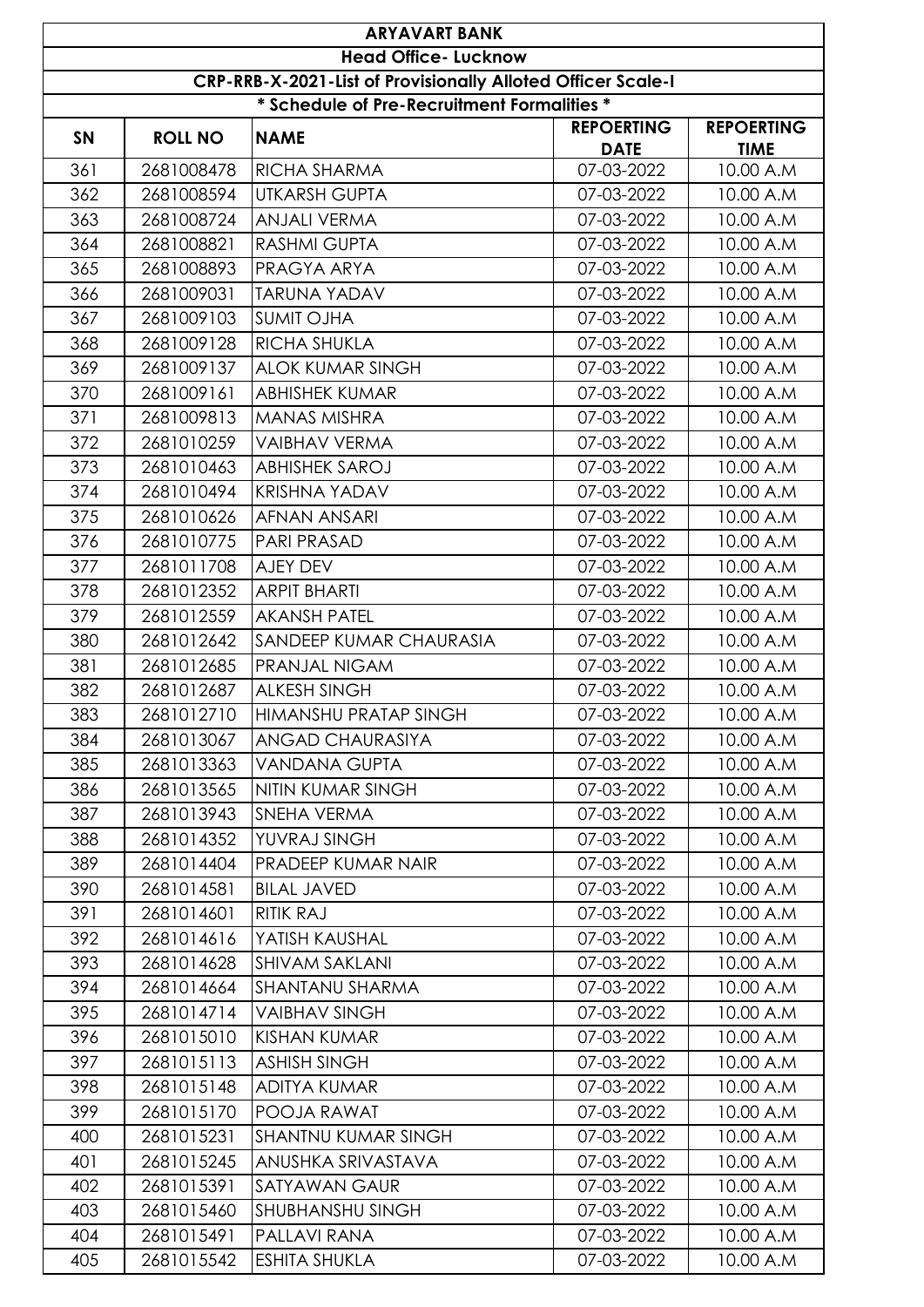| ARYAVART BANK | | | | |
|---|---|---|---|---|
| Head Office- Lucknow | | | | |
| CRP-RRB-X-2021-List of Provisionally Alloted Officer Scale-I | | | | |
| * Schedule of Pre-Recruitment Formalities * | | | | |
| **SN** | **ROLL NO** | **NAME** | **REPOERTING DATE** | **REPOERTING TIME** |
| 361 | 2681008478 | RICHA SHARMA | 07-03-2022 | 10.00 A.M |
| 362 | 2681008594 | UTKARSH GUPTA | 07-03-2022 | 10.00 A.M |
| 363 | 2681008724 | ANJALI VERMA | 07-03-2022 | 10.00 A.M |
| 364 | 2681008821 | RASHMI GUPTA | 07-03-2022 | 10.00 A.M |
| 365 | 2681008893 | PRAGYA ARYA | 07-03-2022 | 10.00 A.M |
| 366 | 2681009031 | TARUNA YADAV | 07-03-2022 | 10.00 A.M |
| 367 | 2681009103 | SUMIT OJHA | 07-03-2022 | 10.00 A.M |
| 368 | 2681009128 | RICHA SHUKLA | 07-03-2022 | 10.00 A.M |
| 369 | 2681009137 | ALOK KUMAR SINGH | 07-03-2022 | 10.00 A.M |
| 370 | 2681009161 | ABHISHEK KUMAR | 07-03-2022 | 10.00 A.M |
| 371 | 2681009813 | MANAS MISHRA | 07-03-2022 | 10.00 A.M |
| 372 | 2681010259 | VAIBHAV VERMA | 07-03-2022 | 10.00 A.M |
| 373 | 2681010463 | ABHISHEK SAROJ | 07-03-2022 | 10.00 A.M |
| 374 | 2681010494 | KRISHNA YADAV | 07-03-2022 | 10.00 A.M |
| 375 | 2681010626 | AFNAN ANSARI | 07-03-2022 | 10.00 A.M |
| 376 | 2681010775 | PARI PRASAD | 07-03-2022 | 10.00 A.M |
| 377 | 2681011708 | AJEY DEV | 07-03-2022 | 10.00 A.M |
| 378 | 2681012352 | ARPIT BHARTI | 07-03-2022 | 10.00 A.M |
| 379 | 2681012559 | AKANSH PATEL | 07-03-2022 | 10.00 A.M |
| 380 | 2681012642 | SANDEEP KUMAR CHAURASIA | 07-03-2022 | 10.00 A.M |
| 381 | 2681012685 | PRANJAL NIGAM | 07-03-2022 | 10.00 A.M |
| 382 | 2681012687 | ALKESH SINGH | 07-03-2022 | 10.00 A.M |
| 383 | 2681012710 | HIMANSHU PRATAP SINGH | 07-03-2022 | 10.00 A.M |
| 384 | 2681013067 | ANGAD CHAURASIYA | 07-03-2022 | 10.00 A.M |
| 385 | 2681013363 | VANDANA GUPTA | 07-03-2022 | 10.00 A.M |
| 386 | 2681013565 | NITIN KUMAR SINGH | 07-03-2022 | 10.00 A.M |
| 387 | 2681013943 | SNEHA VERMA | 07-03-2022 | 10.00 A.M |
| 388 | 2681014352 | YUVRAJ SINGH | 07-03-2022 | 10.00 A.M |
| 389 | 2681014404 | PRADEEP KUMAR NAIR | 07-03-2022 | 10.00 A.M |
| 390 | 2681014581 | BILAL JAVED | 07-03-2022 | 10.00 A.M |
| 391 | 2681014601 | RITIK RAJ | 07-03-2022 | 10.00 A.M |
| 392 | 2681014616 | YATISH KAUSHAL | 07-03-2022 | 10.00 A.M |
| 393 | 2681014628 | SHIVAM SAKLANI | 07-03-2022 | 10.00 A.M |
| 394 | 2681014664 | SHANTANU SHARMA | 07-03-2022 | 10.00 A.M |
| 395 | 2681014714 | VAIBHAV SINGH | 07-03-2022 | 10.00 A.M |
| 396 | 2681015010 | KISHAN KUMAR | 07-03-2022 | 10.00 A.M |
| 397 | 2681015113 | ASHISH SINGH | 07-03-2022 | 10.00 A.M |
| 398 | 2681015148 | ADITYA KUMAR | 07-03-2022 | 10.00 A.M |
| 399 | 2681015170 | POOJA RAWAT | 07-03-2022 | 10.00 A.M |
| 400 | 2681015231 | SHANTNU KUMAR SINGH | 07-03-2022 | 10.00 A.M |
| 401 | 2681015245 | ANUSHKA SRIVASTAVA | 07-03-2022 | 10.00 A.M |
| 402 | 2681015391 | SATYAWAN GAUR | 07-03-2022 | 10.00 A.M |
| 403 | 2681015460 | SHUBHANSHU SINGH | 07-03-2022 | 10.00 A.M |
| 404 | 2681015491 | PALLAVI RANA | 07-03-2022 | 10.00 A.M |
| 405 | 2681015542 | ESHITA SHUKLA | 07-03-2022 | 10.00 A.M |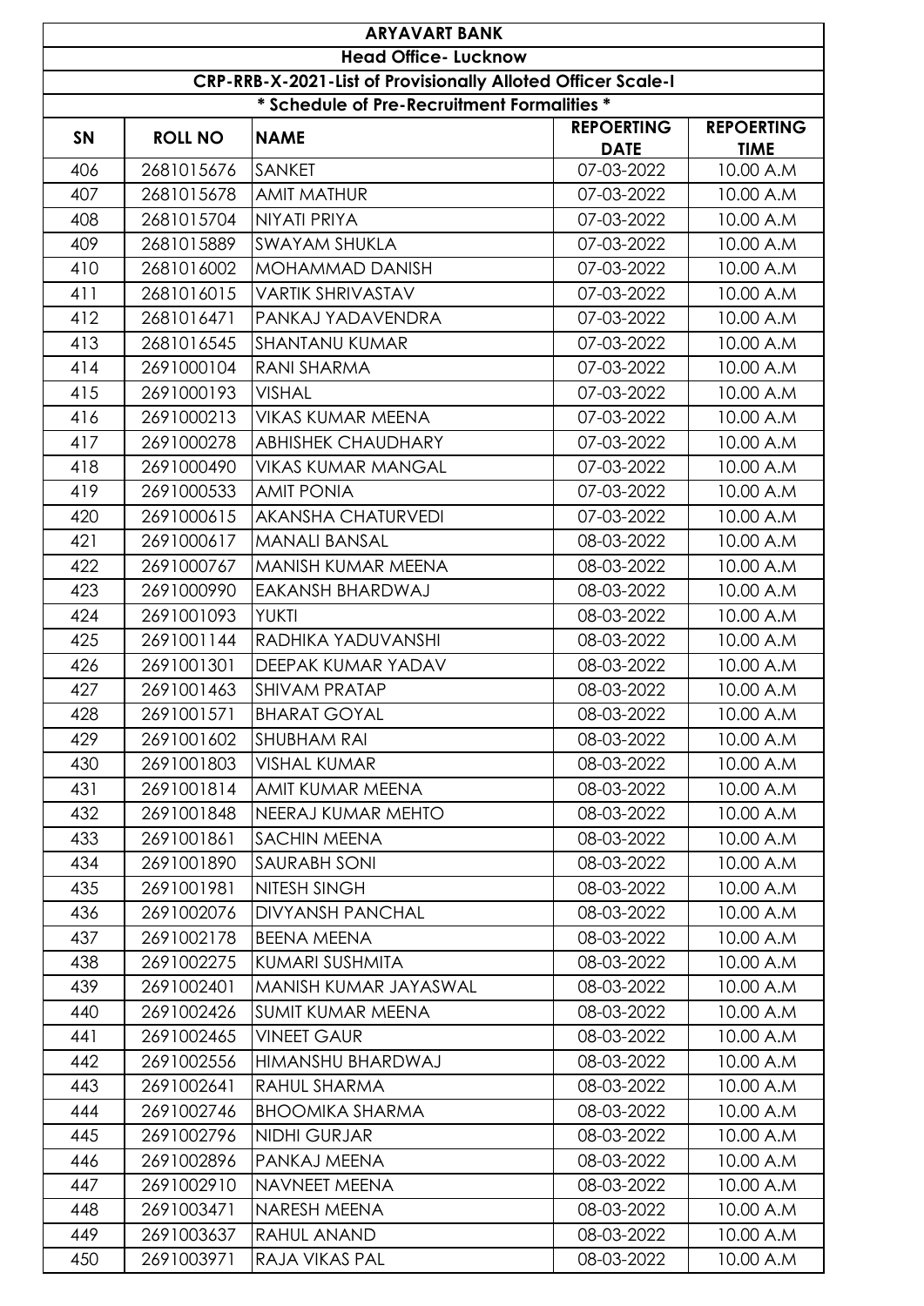| ARYAVART BANK | | | | |
|---|---|---|---|---|
| Head Office- Lucknow | | | | |
| CRP-RRB-X-2021-List of Provisionally Alloted Officer Scale-I | | | | |
| * Schedule of Pre-Recruitment Formalities * | | | | |
| SN | ROLL NO | NAME | REPOERTING DATE | REPOERTING TIME |
| 406 | 2681015676 | SANKET | 07-03-2022 | 10.00 A.M |
| 407 | 2681015678 | AMIT MATHUR | 07-03-2022 | 10.00 A.M |
| 408 | 2681015704 | NIYATI PRIYA | 07-03-2022 | 10.00 A.M |
| 409 | 2681015889 | SWAYAM SHUKLA | 07-03-2022 | 10.00 A.M |
| 410 | 2681016002 | MOHAMMAD DANISH | 07-03-2022 | 10.00 A.M |
| 411 | 2681016015 | VARTIK SHRIVASTAV | 07-03-2022 | 10.00 A.M |
| 412 | 2681016471 | PANKAJ YADAVENDRA | 07-03-2022 | 10.00 A.M |
| 413 | 2681016545 | SHANTANU KUMAR | 07-03-2022 | 10.00 A.M |
| 414 | 2691000104 | RANI SHARMA | 07-03-2022 | 10.00 A.M |
| 415 | 2691000193 | VISHAL | 07-03-2022 | 10.00 A.M |
| 416 | 2691000213 | VIKAS KUMAR MEENA | 07-03-2022 | 10.00 A.M |
| 417 | 2691000278 | ABHISHEK CHAUDHARY | 07-03-2022 | 10.00 A.M |
| 418 | 2691000490 | VIKAS KUMAR MANGAL | 07-03-2022 | 10.00 A.M |
| 419 | 2691000533 | AMIT PONIA | 07-03-2022 | 10.00 A.M |
| 420 | 2691000615 | AKANSHA CHATURVEDI | 07-03-2022 | 10.00 A.M |
| 421 | 2691000617 | MANALI BANSAL | 08-03-2022 | 10.00 A.M |
| 422 | 2691000767 | MANISH KUMAR MEENA | 08-03-2022 | 10.00 A.M |
| 423 | 2691000990 | EAKANSH BHARDWAJ | 08-03-2022 | 10.00 A.M |
| 424 | 2691001093 | YUKTI | 08-03-2022 | 10.00 A.M |
| 425 | 2691001144 | RADHIKA YADUVANSHI | 08-03-2022 | 10.00 A.M |
| 426 | 2691001301 | DEEPAK KUMAR YADAV | 08-03-2022 | 10.00 A.M |
| 427 | 2691001463 | SHIVAM PRATAP | 08-03-2022 | 10.00 A.M |
| 428 | 2691001571 | BHARAT GOYAL | 08-03-2022 | 10.00 A.M |
| 429 | 2691001602 | SHUBHAM RAI | 08-03-2022 | 10.00 A.M |
| 430 | 2691001803 | VISHAL KUMAR | 08-03-2022 | 10.00 A.M |
| 431 | 2691001814 | AMIT KUMAR MEENA | 08-03-2022 | 10.00 A.M |
| 432 | 2691001848 | NEERAJ KUMAR MEHTO | 08-03-2022 | 10.00 A.M |
| 433 | 2691001861 | SACHIN MEENA | 08-03-2022 | 10.00 A.M |
| 434 | 2691001890 | SAURABH SONI | 08-03-2022 | 10.00 A.M |
| 435 | 2691001981 | NITESH SINGH | 08-03-2022 | 10.00 A.M |
| 436 | 2691002076 | DIVYANSH PANCHAL | 08-03-2022 | 10.00 A.M |
| 437 | 2691002178 | BEENA MEENA | 08-03-2022 | 10.00 A.M |
| 438 | 2691002275 | KUMARI SUSHMITA | 08-03-2022 | 10.00 A.M |
| 439 | 2691002401 | MANISH KUMAR JAYASWAL | 08-03-2022 | 10.00 A.M |
| 440 | 2691002426 | SUMIT KUMAR MEENA | 08-03-2022 | 10.00 A.M |
| 441 | 2691002465 | VINEET GAUR | 08-03-2022 | 10.00 A.M |
| 442 | 2691002556 | HIMANSHU BHARDWAJ | 08-03-2022 | 10.00 A.M |
| 443 | 2691002641 | RAHUL SHARMA | 08-03-2022 | 10.00 A.M |
| 444 | 2691002746 | BHOOMIKA SHARMA | 08-03-2022 | 10.00 A.M |
| 445 | 2691002796 | NIDHI GURJAR | 08-03-2022 | 10.00 A.M |
| 446 | 2691002896 | PANKAJ MEENA | 08-03-2022 | 10.00 A.M |
| 447 | 2691002910 | NAVNEET MEENA | 08-03-2022 | 10.00 A.M |
| 448 | 2691003471 | NARESH MEENA | 08-03-2022 | 10.00 A.M |
| 449 | 2691003637 | RAHUL ANAND | 08-03-2022 | 10.00 A.M |
| 450 | 2691003971 | RAJA VIKAS PAL | 08-03-2022 | 10.00 A.M |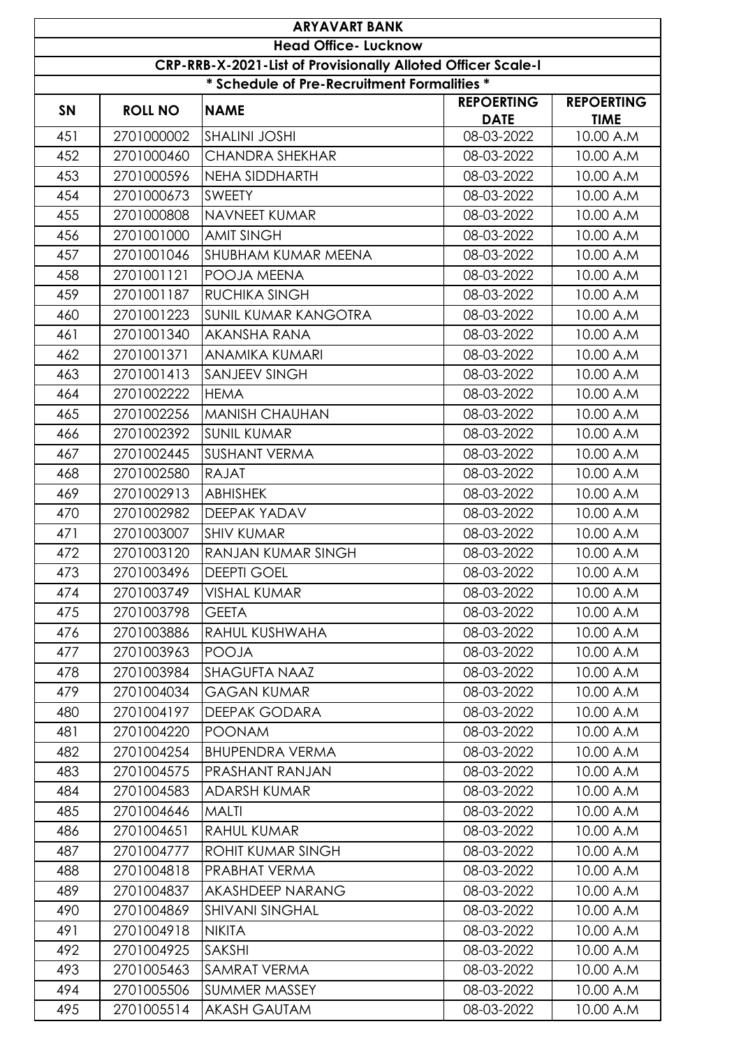| ARYAVART BANK | | | | |
|---|---|---|---|---|
| Head Office- Lucknow | | | | |
| CRP-RRB-X-2021-List of Provisionally Alloted Officer Scale-I | | | | |
| * Schedule of Pre-Recruitment Formalities * | | | | |
| SN | ROLL NO | NAME | REPOERTING DATE | REPOERTING TIME |
| 451 | 2701000002 | SHALINI JOSHI | 08-03-2022 | 10.00 A.M |
| 452 | 2701000460 | CHANDRA SHEKHAR | 08-03-2022 | 10.00 A.M |
| 453 | 2701000596 | NEHA SIDDHARTH | 08-03-2022 | 10.00 A.M |
| 454 | 2701000673 | SWEETY | 08-03-2022 | 10.00 A.M |
| 455 | 2701000808 | NAVNEET KUMAR | 08-03-2022 | 10.00 A.M |
| 456 | 2701001000 | AMIT SINGH | 08-03-2022 | 10.00 A.M |
| 457 | 2701001046 | SHUBHAM KUMAR MEENA | 08-03-2022 | 10.00 A.M |
| 458 | 2701001121 | POOJA MEENA | 08-03-2022 | 10.00 A.M |
| 459 | 2701001187 | RUCHIKA SINGH | 08-03-2022 | 10.00 A.M |
| 460 | 2701001223 | SUNIL KUMAR KANGOTRA | 08-03-2022 | 10.00 A.M |
| 461 | 2701001340 | AKANSHA RANA | 08-03-2022 | 10.00 A.M |
| 462 | 2701001371 | ANAMIKA KUMARI | 08-03-2022 | 10.00 A.M |
| 463 | 2701001413 | SANJEEV SINGH | 08-03-2022 | 10.00 A.M |
| 464 | 2701002222 | HEMA | 08-03-2022 | 10.00 A.M |
| 465 | 2701002256 | MANISH CHAUHAN | 08-03-2022 | 10.00 A.M |
| 466 | 2701002392 | SUNIL KUMAR | 08-03-2022 | 10.00 A.M |
| 467 | 2701002445 | SUSHANT VERMA | 08-03-2022 | 10.00 A.M |
| 468 | 2701002580 | RAJAT | 08-03-2022 | 10.00 A.M |
| 469 | 2701002913 | ABHISHEK | 08-03-2022 | 10.00 A.M |
| 470 | 2701002982 | DEEPAK YADAV | 08-03-2022 | 10.00 A.M |
| 471 | 2701003007 | SHIV KUMAR | 08-03-2022 | 10.00 A.M |
| 472 | 2701003120 | RANJAN KUMAR SINGH | 08-03-2022 | 10.00 A.M |
| 473 | 2701003496 | DEEPTI GOEL | 08-03-2022 | 10.00 A.M |
| 474 | 2701003749 | VISHAL KUMAR | 08-03-2022 | 10.00 A.M |
| 475 | 2701003798 | GEETA | 08-03-2022 | 10.00 A.M |
| 476 | 2701003886 | RAHUL KUSHWAHA | 08-03-2022 | 10.00 A.M |
| 477 | 2701003963 | POOJA | 08-03-2022 | 10.00 A.M |
| 478 | 2701003984 | SHAGUFTA NAAZ | 08-03-2022 | 10.00 A.M |
| 479 | 2701004034 | GAGAN KUMAR | 08-03-2022 | 10.00 A.M |
| 480 | 2701004197 | DEEPAK GODARA | 08-03-2022 | 10.00 A.M |
| 481 | 2701004220 | POONAM | 08-03-2022 | 10.00 A.M |
| 482 | 2701004254 | BHUPENDRA VERMA | 08-03-2022 | 10.00 A.M |
| 483 | 2701004575 | PRASHANT RANJAN | 08-03-2022 | 10.00 A.M |
| 484 | 2701004583 | ADARSH KUMAR | 08-03-2022 | 10.00 A.M |
| 485 | 2701004646 | MALTI | 08-03-2022 | 10.00 A.M |
| 486 | 2701004651 | RAHUL KUMAR | 08-03-2022 | 10.00 A.M |
| 487 | 2701004777 | ROHIT KUMAR SINGH | 08-03-2022 | 10.00 A.M |
| 488 | 2701004818 | PRABHAT VERMA | 08-03-2022 | 10.00 A.M |
| 489 | 2701004837 | AKASHDEEP NARANG | 08-03-2022 | 10.00 A.M |
| 490 | 2701004869 | SHIVANI SINGHAL | 08-03-2022 | 10.00 A.M |
| 491 | 2701004918 | NIKITA | 08-03-2022 | 10.00 A.M |
| 492 | 2701004925 | SAKSHI | 08-03-2022 | 10.00 A.M |
| 493 | 2701005463 | SAMRAT VERMA | 08-03-2022 | 10.00 A.M |
| 494 | 2701005506 | SUMMER MASSEY | 08-03-2022 | 10.00 A.M |
| 495 | 2701005514 | AKASH GAUTAM | 08-03-2022 | 10.00 A.M |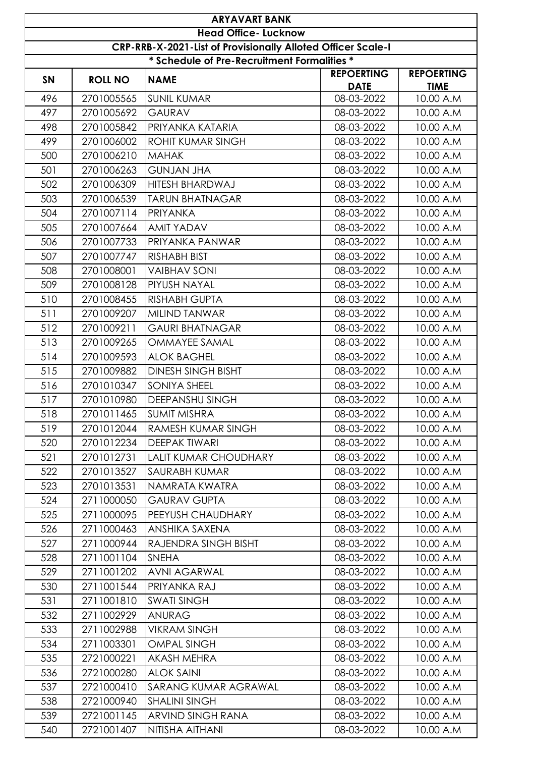| ARYAVART BANK | | | | |
|---|---|---|---|---|
| Head Office- Lucknow | | | | |
| CRP-RRB-X-2021-List of Provisionally Alloted Officer Scale-I | | | | |
| * Schedule of Pre-Recruitment Formalities * | | | | |
| SN | ROLL NO | NAME | REPOERTING DATE | REPOERTING TIME |
| 496 | 2701005565 | SUNIL KUMAR | 08-03-2022 | 10.00 A.M |
| 497 | 2701005692 | GAURAV | 08-03-2022 | 10.00 A.M |
| 498 | 2701005842 | PRIYANKA KATARIA | 08-03-2022 | 10.00 A.M |
| 499 | 2701006002 | ROHIT KUMAR SINGH | 08-03-2022 | 10.00 A.M |
| 500 | 2701006210 | MAHAK | 08-03-2022 | 10.00 A.M |
| 501 | 2701006263 | GUNJAN JHA | 08-03-2022 | 10.00 A.M |
| 502 | 2701006309 | HITESH BHARDWAJ | 08-03-2022 | 10.00 A.M |
| 503 | 2701006539 | TARUN BHATNAGAR | 08-03-2022 | 10.00 A.M |
| 504 | 2701007114 | PRIYANKA | 08-03-2022 | 10.00 A.M |
| 505 | 2701007664 | AMIT YADAV | 08-03-2022 | 10.00 A.M |
| 506 | 2701007733 | PRIYANKA PANWAR | 08-03-2022 | 10.00 A.M |
| 507 | 2701007747 | RISHABH BIST | 08-03-2022 | 10.00 A.M |
| 508 | 2701008001 | VAIBHAV SONI | 08-03-2022 | 10.00 A.M |
| 509 | 2701008128 | PIYUSH NAYAL | 08-03-2022 | 10.00 A.M |
| 510 | 2701008455 | RISHABH GUPTA | 08-03-2022 | 10.00 A.M |
| 511 | 2701009207 | MILIND TANWAR | 08-03-2022 | 10.00 A.M |
| 512 | 2701009211 | GAURI BHATNAGAR | 08-03-2022 | 10.00 A.M |
| 513 | 2701009265 | OMMAYEE SAMAL | 08-03-2022 | 10.00 A.M |
| 514 | 2701009593 | ALOK BAGHEL | 08-03-2022 | 10.00 A.M |
| 515 | 2701009882 | DINESH SINGH BISHT | 08-03-2022 | 10.00 A.M |
| 516 | 2701010347 | SONIYA SHEEL | 08-03-2022 | 10.00 A.M |
| 517 | 2701010980 | DEEPANSHU SINGH | 08-03-2022 | 10.00 A.M |
| 518 | 2701011465 | SUMIT MISHRA | 08-03-2022 | 10.00 A.M |
| 519 | 2701012044 | RAMESH KUMAR SINGH | 08-03-2022 | 10.00 A.M |
| 520 | 2701012234 | DEEPAK TIWARI | 08-03-2022 | 10.00 A.M |
| 521 | 2701012731 | LALIT KUMAR CHOUDHARY | 08-03-2022 | 10.00 A.M |
| 522 | 2701013527 | SAURABH KUMAR | 08-03-2022 | 10.00 A.M |
| 523 | 2701013531 | NAMRATA KWATRA | 08-03-2022 | 10.00 A.M |
| 524 | 2711000050 | GAURAV GUPTA | 08-03-2022 | 10.00 A.M |
| 525 | 2711000095 | PEEYUSH CHAUDHARY | 08-03-2022 | 10.00 A.M |
| 526 | 2711000463 | ANSHIKA SAXENA | 08-03-2022 | 10.00 A.M |
| 527 | 2711000944 | RAJENDRA SINGH BISHT | 08-03-2022 | 10.00 A.M |
| 528 | 2711001104 | SNEHA | 08-03-2022 | 10.00 A.M |
| 529 | 2711001202 | AVNI AGARWAL | 08-03-2022 | 10.00 A.M |
| 530 | 2711001544 | PRIYANKA RAJ | 08-03-2022 | 10.00 A.M |
| 531 | 2711001810 | SWATI SINGH | 08-03-2022 | 10.00 A.M |
| 532 | 2711002929 | ANURAG | 08-03-2022 | 10.00 A.M |
| 533 | 2711002988 | VIKRAM SINGH | 08-03-2022 | 10.00 A.M |
| 534 | 2711003301 | OMPAL SINGH | 08-03-2022 | 10.00 A.M |
| 535 | 2721000221 | AKASH MEHRA | 08-03-2022 | 10.00 A.M |
| 536 | 2721000280 | ALOK SAINI | 08-03-2022 | 10.00 A.M |
| 537 | 2721000410 | SARANG KUMAR AGRAWAL | 08-03-2022 | 10.00 A.M |
| 538 | 2721000940 | SHALINI SINGH | 08-03-2022 | 10.00 A.M |
| 539 | 2721001145 | ARVIND SINGH RANA | 08-03-2022 | 10.00 A.M |
| 540 | 2721001407 | NITISHA AITHANI | 08-03-2022 | 10.00 A.M |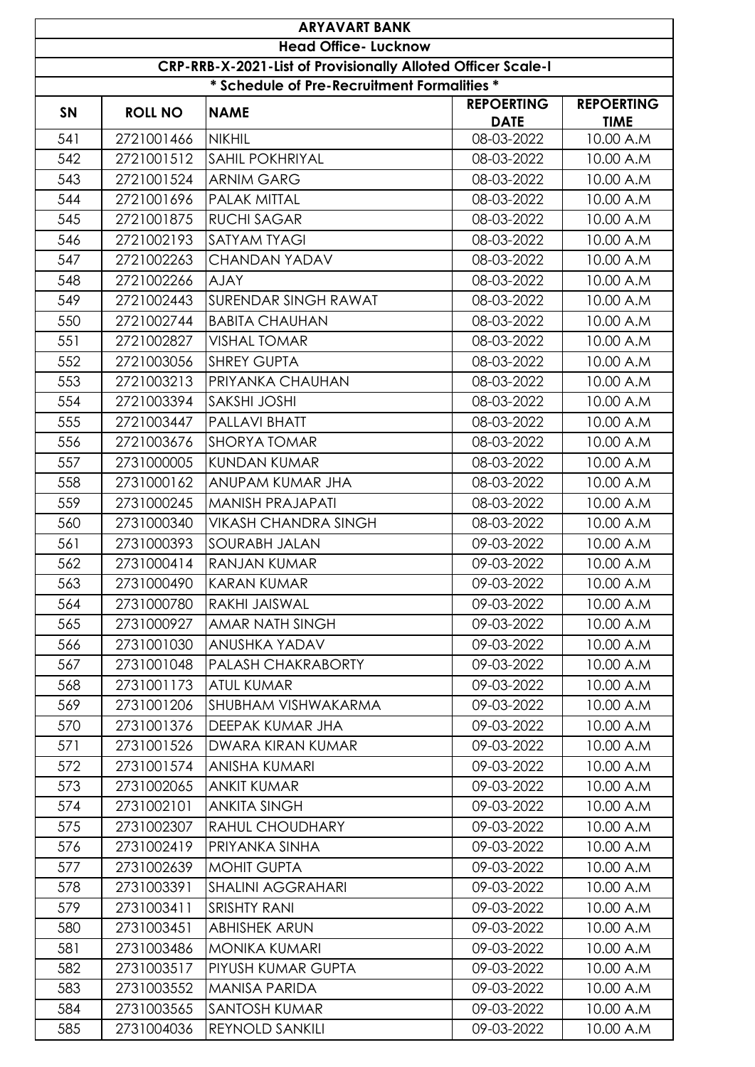| ARYAVART BANK | | | | |
|---|---|---|---|---|
| Head Office- Lucknow | | | | |
| CRP-RRB-X-2021-List of Provisionally Alloted Officer Scale-I | | | | |
| * Schedule of Pre-Recruitment Formalities * | | | | |
| SN | ROLL NO | NAME | REPOERTING DATE | REPOERTING TIME |
| 541 | 2721001466 | NIKHIL | 08-03-2022 | 10.00 A.M |
| 542 | 2721001512 | SAHIL POKHRIYAL | 08-03-2022 | 10.00 A.M |
| 543 | 2721001524 | ARNIM GARG | 08-03-2022 | 10.00 A.M |
| 544 | 2721001696 | PALAK MITTAL | 08-03-2022 | 10.00 A.M |
| 545 | 2721001875 | RUCHI SAGAR | 08-03-2022 | 10.00 A.M |
| 546 | 2721002193 | SATYAM TYAGI | 08-03-2022 | 10.00 A.M |
| 547 | 2721002263 | CHANDAN YADAV | 08-03-2022 | 10.00 A.M |
| 548 | 2721002266 | AJAY | 08-03-2022 | 10.00 A.M |
| 549 | 2721002443 | SURENDAR SINGH RAWAT | 08-03-2022 | 10.00 A.M |
| 550 | 2721002744 | BABITA CHAUHAN | 08-03-2022 | 10.00 A.M |
| 551 | 2721002827 | VISHAL TOMAR | 08-03-2022 | 10.00 A.M |
| 552 | 2721003056 | SHREY GUPTA | 08-03-2022 | 10.00 A.M |
| 553 | 2721003213 | PRIYANKA CHAUHAN | 08-03-2022 | 10.00 A.M |
| 554 | 2721003394 | SAKSHI JOSHI | 08-03-2022 | 10.00 A.M |
| 555 | 2721003447 | PALLAVI BHATT | 08-03-2022 | 10.00 A.M |
| 556 | 2721003676 | SHORYA TOMAR | 08-03-2022 | 10.00 A.M |
| 557 | 2731000005 | KUNDAN KUMAR | 08-03-2022 | 10.00 A.M |
| 558 | 2731000162 | ANUPAM KUMAR JHA | 08-03-2022 | 10.00 A.M |
| 559 | 2731000245 | MANISH PRAJAPATI | 08-03-2022 | 10.00 A.M |
| 560 | 2731000340 | VIKASH CHANDRA SINGH | 08-03-2022 | 10.00 A.M |
| 561 | 2731000393 | SOURABH JALAN | 09-03-2022 | 10.00 A.M |
| 562 | 2731000414 | RANJAN KUMAR | 09-03-2022 | 10.00 A.M |
| 563 | 2731000490 | KARAN KUMAR | 09-03-2022 | 10.00 A.M |
| 564 | 2731000780 | RAKHI JAISWAL | 09-03-2022 | 10.00 A.M |
| 565 | 2731000927 | AMAR NATH SINGH | 09-03-2022 | 10.00 A.M |
| 566 | 2731001030 | ANUSHKA YADAV | 09-03-2022 | 10.00 A.M |
| 567 | 2731001048 | PALASH CHAKRABORTY | 09-03-2022 | 10.00 A.M |
| 568 | 2731001173 | ATUL KUMAR | 09-03-2022 | 10.00 A.M |
| 569 | 2731001206 | SHUBHAM VISHWAKARMA | 09-03-2022 | 10.00 A.M |
| 570 | 2731001376 | DEEPAK KUMAR JHA | 09-03-2022 | 10.00 A.M |
| 571 | 2731001526 | DWARA KIRAN KUMAR | 09-03-2022 | 10.00 A.M |
| 572 | 2731001574 | ANISHA KUMARI | 09-03-2022 | 10.00 A.M |
| 573 | 2731002065 | ANKIT KUMAR | 09-03-2022 | 10.00 A.M |
| 574 | 2731002101 | ANKITA SINGH | 09-03-2022 | 10.00 A.M |
| 575 | 2731002307 | RAHUL CHOUDHARY | 09-03-2022 | 10.00 A.M |
| 576 | 2731002419 | PRIYANKA SINHA | 09-03-2022 | 10.00 A.M |
| 577 | 2731002639 | MOHIT GUPTA | 09-03-2022 | 10.00 A.M |
| 578 | 2731003391 | SHALINI AGGRAHARI | 09-03-2022 | 10.00 A.M |
| 579 | 2731003411 | SRISHTY RANI | 09-03-2022 | 10.00 A.M |
| 580 | 2731003451 | ABHISHEK ARUN | 09-03-2022 | 10.00 A.M |
| 581 | 2731003486 | MONIKA KUMARI | 09-03-2022 | 10.00 A.M |
| 582 | 2731003517 | PIYUSH KUMAR GUPTA | 09-03-2022 | 10.00 A.M |
| 583 | 2731003552 | MANISA PARIDA | 09-03-2022 | 10.00 A.M |
| 584 | 2731003565 | SANTOSH KUMAR | 09-03-2022 | 10.00 A.M |
| 585 | 2731004036 | REYNOLD SANKILI | 09-03-2022 | 10.00 A.M |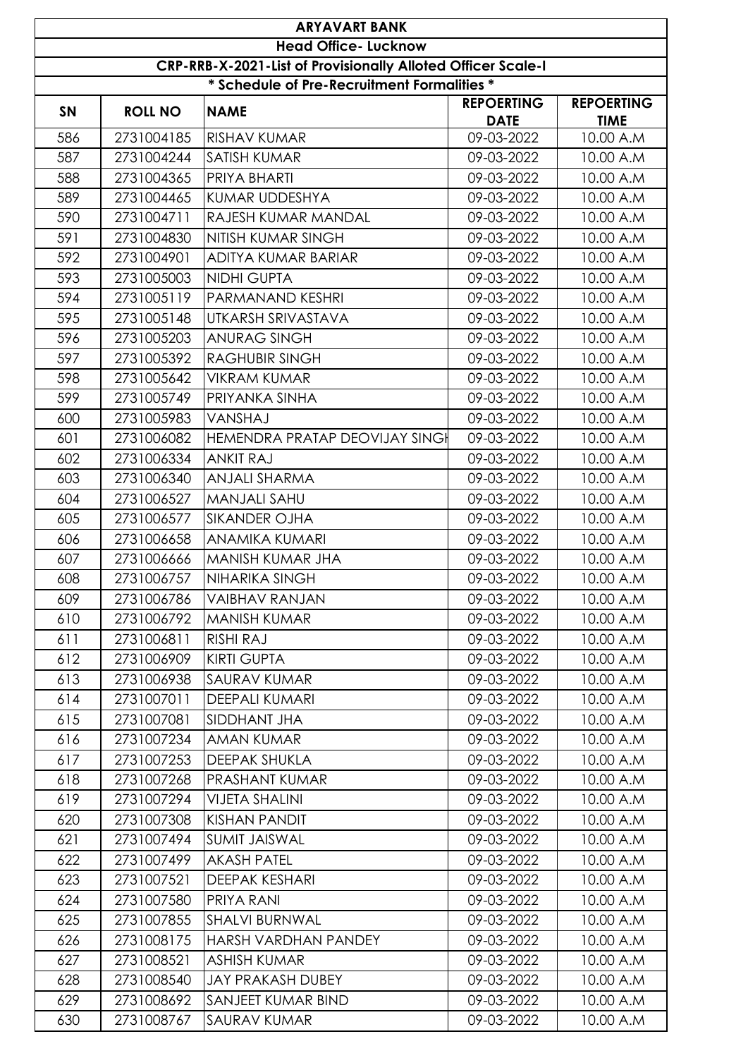# ARYAVART BANK

## Head Office- Lucknow

### CRP-RRB-X-2021-List of Provisionally Alloted Officer Scale-I

**\* Schedule of Pre-Recruitment Formalities \***

| SN | ROLL NO | NAME | REPOERTING DATE | REPOERTING TIME |
|---|---|---|---|---|
| 586 | 2731004185 | RISHAV KUMAR | 09-03-2022 | 10.00 A.M |
| 587 | 2731004244 | SATISH KUMAR | 09-03-2022 | 10.00 A.M |
| 588 | 2731004365 | PRIYA BHARTI | 09-03-2022 | 10.00 A.M |
| 589 | 2731004465 | KUMAR UDDESHYA | 09-03-2022 | 10.00 A.M |
| 590 | 2731004711 | RAJESH KUMAR MANDAL | 09-03-2022 | 10.00 A.M |
| 591 | 2731004830 | NITISH KUMAR SINGH | 09-03-2022 | 10.00 A.M |
| 592 | 2731004901 | ADITYA KUMAR BARIAR | 09-03-2022 | 10.00 A.M |
| 593 | 2731005003 | NIDHI GUPTA | 09-03-2022 | 10.00 A.M |
| 594 | 2731005119 | PARMANAND KESHRI | 09-03-2022 | 10.00 A.M |
| 595 | 2731005148 | UTKARSH SRIVASTAVA | 09-03-2022 | 10.00 A.M |
| 596 | 2731005203 | ANURAG SINGH | 09-03-2022 | 10.00 A.M |
| 597 | 2731005392 | RAGHUBIR SINGH | 09-03-2022 | 10.00 A.M |
| 598 | 2731005642 | VIKRAM KUMAR | 09-03-2022 | 10.00 A.M |
| 599 | 2731005749 | PRIYANKA SINHA | 09-03-2022 | 10.00 A.M |
| 600 | 2731005983 | VANSHAJ | 09-03-2022 | 10.00 A.M |
| 601 | 2731006082 | HEMENDRA PRATAP DEOVIJAY SINGH | 09-03-2022 | 10.00 A.M |
| 602 | 2731006334 | ANKIT RAJ | 09-03-2022 | 10.00 A.M |
| 603 | 2731006340 | ANJALI SHARMA | 09-03-2022 | 10.00 A.M |
| 604 | 2731006527 | MANJALI SAHU | 09-03-2022 | 10.00 A.M |
| 605 | 2731006577 | SIKANDER OJHA | 09-03-2022 | 10.00 A.M |
| 606 | 2731006658 | ANAMIKA KUMARI | 09-03-2022 | 10.00 A.M |
| 607 | 2731006666 | MANISH KUMAR JHA | 09-03-2022 | 10.00 A.M |
| 608 | 2731006757 | NIHARIKA SINGH | 09-03-2022 | 10.00 A.M |
| 609 | 2731006786 | VAIBHAV RANJAN | 09-03-2022 | 10.00 A.M |
| 610 | 2731006792 | MANISH KUMAR | 09-03-2022 | 10.00 A.M |
| 611 | 2731006811 | RISHI RAJ | 09-03-2022 | 10.00 A.M |
| 612 | 2731006909 | KIRTI GUPTA | 09-03-2022 | 10.00 A.M |
| 613 | 2731006938 | SAURAV KUMAR | 09-03-2022 | 10.00 A.M |
| 614 | 2731007011 | DEEPALI KUMARI | 09-03-2022 | 10.00 A.M |
| 615 | 2731007081 | SIDDHANT JHA | 09-03-2022 | 10.00 A.M |
| 616 | 2731007234 | AMAN KUMAR | 09-03-2022 | 10.00 A.M |
| 617 | 2731007253 | DEEPAK SHUKLA | 09-03-2022 | 10.00 A.M |
| 618 | 2731007268 | PRASHANT KUMAR | 09-03-2022 | 10.00 A.M |
| 619 | 2731007294 | VIJETA SHALINI | 09-03-2022 | 10.00 A.M |
| 620 | 2731007308 | KISHAN PANDIT | 09-03-2022 | 10.00 A.M |
| 621 | 2731007494 | SUMIT JAISWAL | 09-03-2022 | 10.00 A.M |
| 622 | 2731007499 | AKASH PATEL | 09-03-2022 | 10.00 A.M |
| 623 | 2731007521 | DEEPAK KESHARI | 09-03-2022 | 10.00 A.M |
| 624 | 2731007580 | PRIYA RANI | 09-03-2022 | 10.00 A.M |
| 625 | 2731007855 | SHALVI BURNWAL | 09-03-2022 | 10.00 A.M |
| 626 | 2731008175 | HARSH VARDHAN PANDEY | 09-03-2022 | 10.00 A.M |
| 627 | 2731008521 | ASHISH KUMAR | 09-03-2022 | 10.00 A.M |
| 628 | 2731008540 | JAY PRAKASH DUBEY | 09-03-2022 | 10.00 A.M |
| 629 | 2731008692 | SANJEET KUMAR BIND | 09-03-2022 | 10.00 A.M |
| 630 | 2731008767 | SAURAV KUMAR | 09-03-2022 | 10.00 A.M |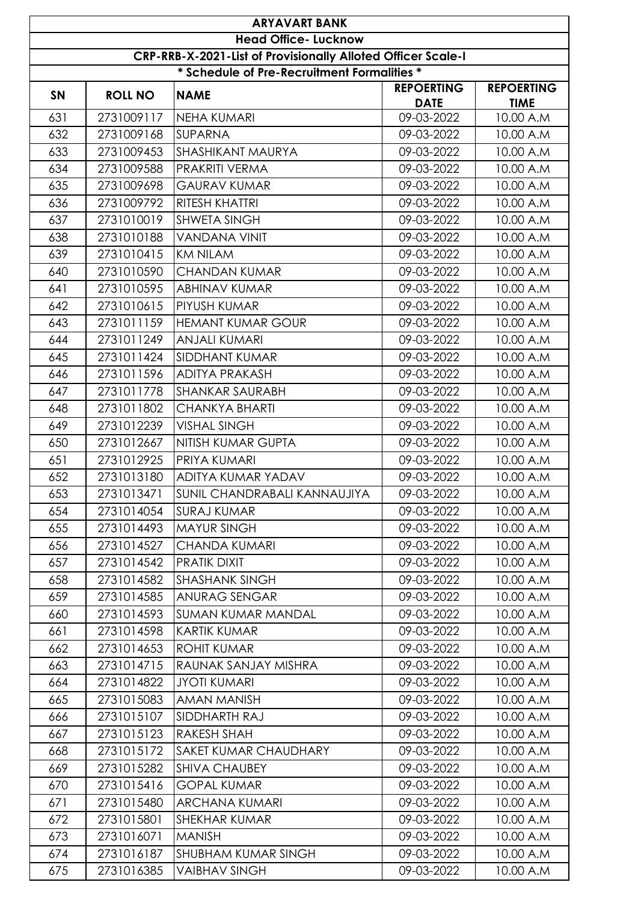| ARYAVART BANK | | | | |
|---|---|---|---|---|
| Head Office- Lucknow | | | | |
| CRP-RRB-X-2021-List of Provisionally Alloted Officer Scale-I | | | | |
| * Schedule of Pre-Recruitment Formalities * | | | | |
| SN | ROLL NO | NAME | REPOERTING DATE | REPOERTING TIME |
| 631 | 2731009117 | NEHA KUMARI | 09-03-2022 | 10.00 A.M |
| 632 | 2731009168 | SUPARNA | 09-03-2022 | 10.00 A.M |
| 633 | 2731009453 | SHASHIKANT MAURYA | 09-03-2022 | 10.00 A.M |
| 634 | 2731009588 | PRAKRITI VERMA | 09-03-2022 | 10.00 A.M |
| 635 | 2731009698 | GAURAV KUMAR | 09-03-2022 | 10.00 A.M |
| 636 | 2731009792 | RITESH KHATTRI | 09-03-2022 | 10.00 A.M |
| 637 | 2731010019 | SHWETA SINGH | 09-03-2022 | 10.00 A.M |
| 638 | 2731010188 | VANDANA VINIT | 09-03-2022 | 10.00 A.M |
| 639 | 2731010415 | KM NILAM | 09-03-2022 | 10.00 A.M |
| 640 | 2731010590 | CHANDAN KUMAR | 09-03-2022 | 10.00 A.M |
| 641 | 2731010595 | ABHINAV KUMAR | 09-03-2022 | 10.00 A.M |
| 642 | 2731010615 | PIYUSH KUMAR | 09-03-2022 | 10.00 A.M |
| 643 | 2731011159 | HEMANT KUMAR GOUR | 09-03-2022 | 10.00 A.M |
| 644 | 2731011249 | ANJALI KUMARI | 09-03-2022 | 10.00 A.M |
| 645 | 2731011424 | SIDDHANT KUMAR | 09-03-2022 | 10.00 A.M |
| 646 | 2731011596 | ADITYA PRAKASH | 09-03-2022 | 10.00 A.M |
| 647 | 2731011778 | SHANKAR SAURABH | 09-03-2022 | 10.00 A.M |
| 648 | 2731011802 | CHANKYA BHARTI | 09-03-2022 | 10.00 A.M |
| 649 | 2731012239 | VISHAL SINGH | 09-03-2022 | 10.00 A.M |
| 650 | 2731012667 | NITISH KUMAR GUPTA | 09-03-2022 | 10.00 A.M |
| 651 | 2731012925 | PRIYA KUMARI | 09-03-2022 | 10.00 A.M |
| 652 | 2731013180 | ADITYA KUMAR YADAV | 09-03-2022 | 10.00 A.M |
| 653 | 2731013471 | SUNIL CHANDRABALI KANNAUJIYA | 09-03-2022 | 10.00 A.M |
| 654 | 2731014054 | SURAJ KUMAR | 09-03-2022 | 10.00 A.M |
| 655 | 2731014493 | MAYUR SINGH | 09-03-2022 | 10.00 A.M |
| 656 | 2731014527 | CHANDA KUMARI | 09-03-2022 | 10.00 A.M |
| 657 | 2731014542 | PRATIK DIXIT | 09-03-2022 | 10.00 A.M |
| 658 | 2731014582 | SHASHANK SINGH | 09-03-2022 | 10.00 A.M |
| 659 | 2731014585 | ANURAG SENGAR | 09-03-2022 | 10.00 A.M |
| 660 | 2731014593 | SUMAN KUMAR MANDAL | 09-03-2022 | 10.00 A.M |
| 661 | 2731014598 | KARTIK KUMAR | 09-03-2022 | 10.00 A.M |
| 662 | 2731014653 | ROHIT KUMAR | 09-03-2022 | 10.00 A.M |
| 663 | 2731014715 | RAUNAK SANJAY MISHRA | 09-03-2022 | 10.00 A.M |
| 664 | 2731014822 | JYOTI KUMARI | 09-03-2022 | 10.00 A.M |
| 665 | 2731015083 | AMAN MANISH | 09-03-2022 | 10.00 A.M |
| 666 | 2731015107 | SIDDHARTH RAJ | 09-03-2022 | 10.00 A.M |
| 667 | 2731015123 | RAKESH SHAH | 09-03-2022 | 10.00 A.M |
| 668 | 2731015172 | SAKET KUMAR CHAUDHARY | 09-03-2022 | 10.00 A.M |
| 669 | 2731015282 | SHIVA CHAUBEY | 09-03-2022 | 10.00 A.M |
| 670 | 2731015416 | GOPAL KUMAR | 09-03-2022 | 10.00 A.M |
| 671 | 2731015480 | ARCHANA KUMARI | 09-03-2022 | 10.00 A.M |
| 672 | 2731015801 | SHEKHAR KUMAR | 09-03-2022 | 10.00 A.M |
| 673 | 2731016071 | MANISH | 09-03-2022 | 10.00 A.M |
| 674 | 2731016187 | SHUBHAM KUMAR SINGH | 09-03-2022 | 10.00 A.M |
| 675 | 2731016385 | VAIBHAV SINGH | 09-03-2022 | 10.00 A.M |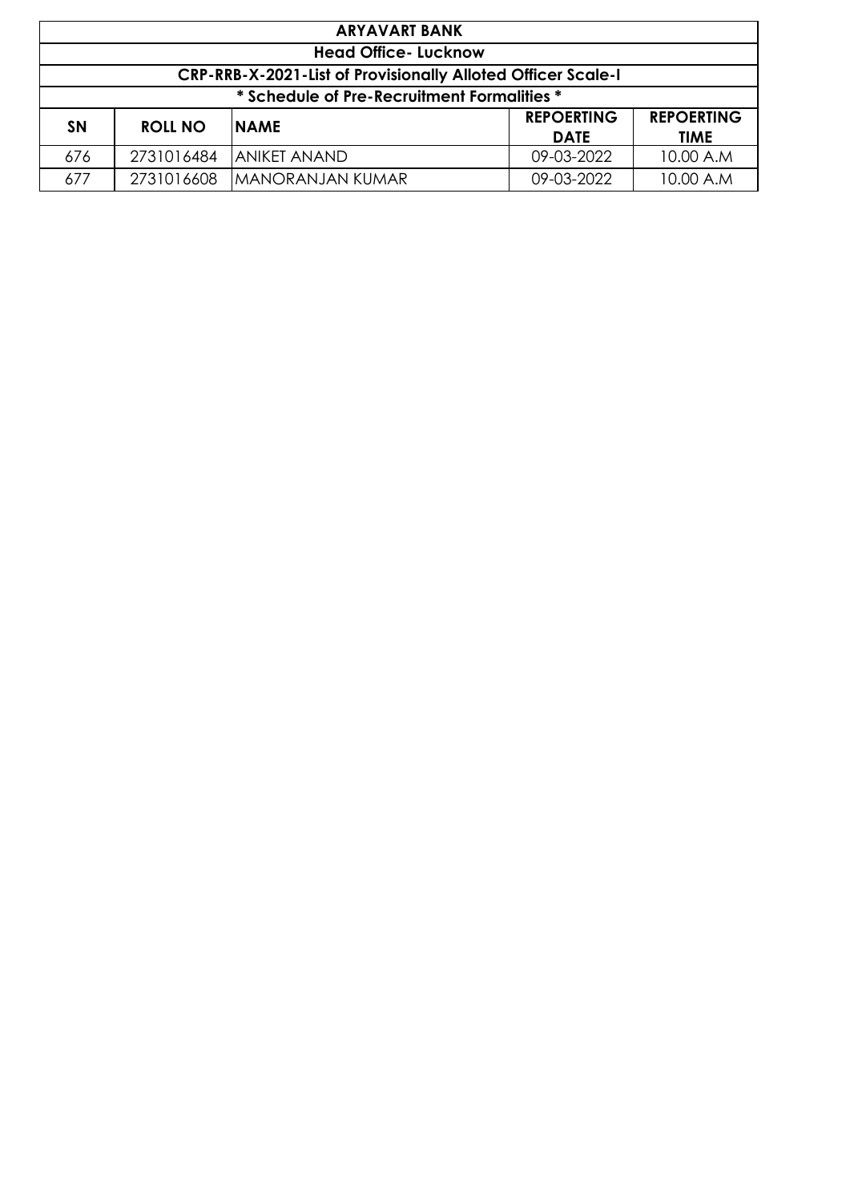| ARYAVART BANK | | | | |
|---|---|---|---|---|
| Head Office- Lucknow | | | | |
| CRP-RRB-X-2021-List of Provisionally Alloted Officer Scale-I | | | | |
| * Schedule of Pre-Recruitment Formalities * | | | | |
| SN | ROLL NO | NAME | REPOERTING DATE | REPOERTING TIME |
| 676 | 2731016484 | ANIKET ANAND | 09-03-2022 | 10.00 A.M |
| 677 | 2731016608 | MANORANJAN KUMAR | 09-03-2022 | 10.00 A.M |